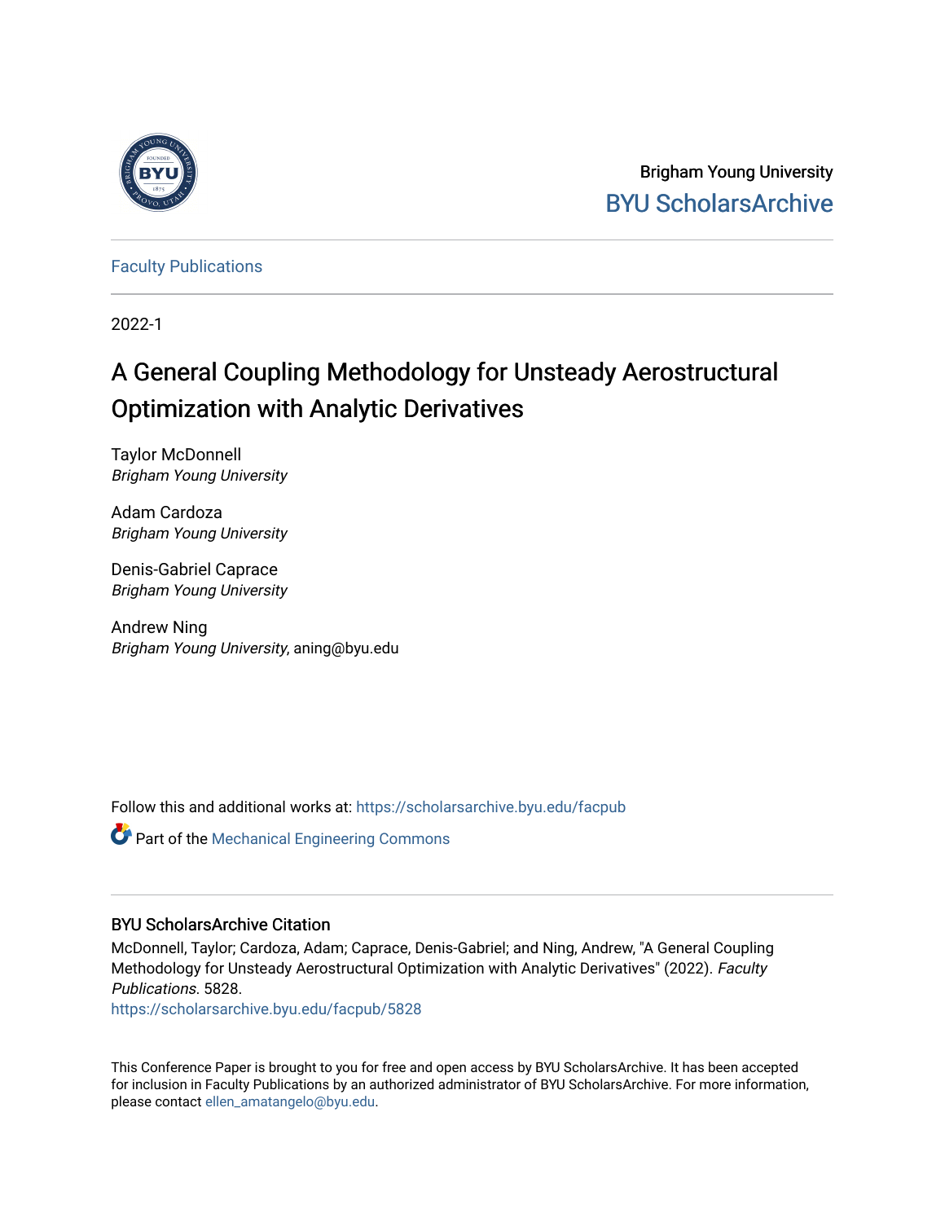Brigham Young University

BYU ScholarsArchive

Faculty Publications

2022-1

# A General Coupling Methodology for Unsteady Aerostructural Optimization with Analytic Derivatives

Taylor McDonnell
*Brigham Young University*

Adam Cardoza
*Brigham Young University*

Denis-Gabriel Caprace
*Brigham Young University*

Andrew Ning
*Brigham Young University*, aning@byu.edu

Follow this and additional works at: https://scholarsarchive.byu.edu/facpub

Part of the Mechanical Engineering Commons

## BYU ScholarsArchive Citation

McDonnell, Taylor; Cardoza, Adam; Caprace, Denis-Gabriel; and Ning, Andrew, "A General Coupling Methodology for Unsteady Aerostructural Optimization with Analytic Derivatives" (2022). *Faculty Publications*. 5828.
https://scholarsarchive.byu.edu/facpub/5828

This Conference Paper is brought to you for free and open access by BYU ScholarsArchive. It has been accepted for inclusion in Faculty Publications by an authorized administrator of BYU ScholarsArchive. For more information, please contact ellen_amatangelo@byu.edu.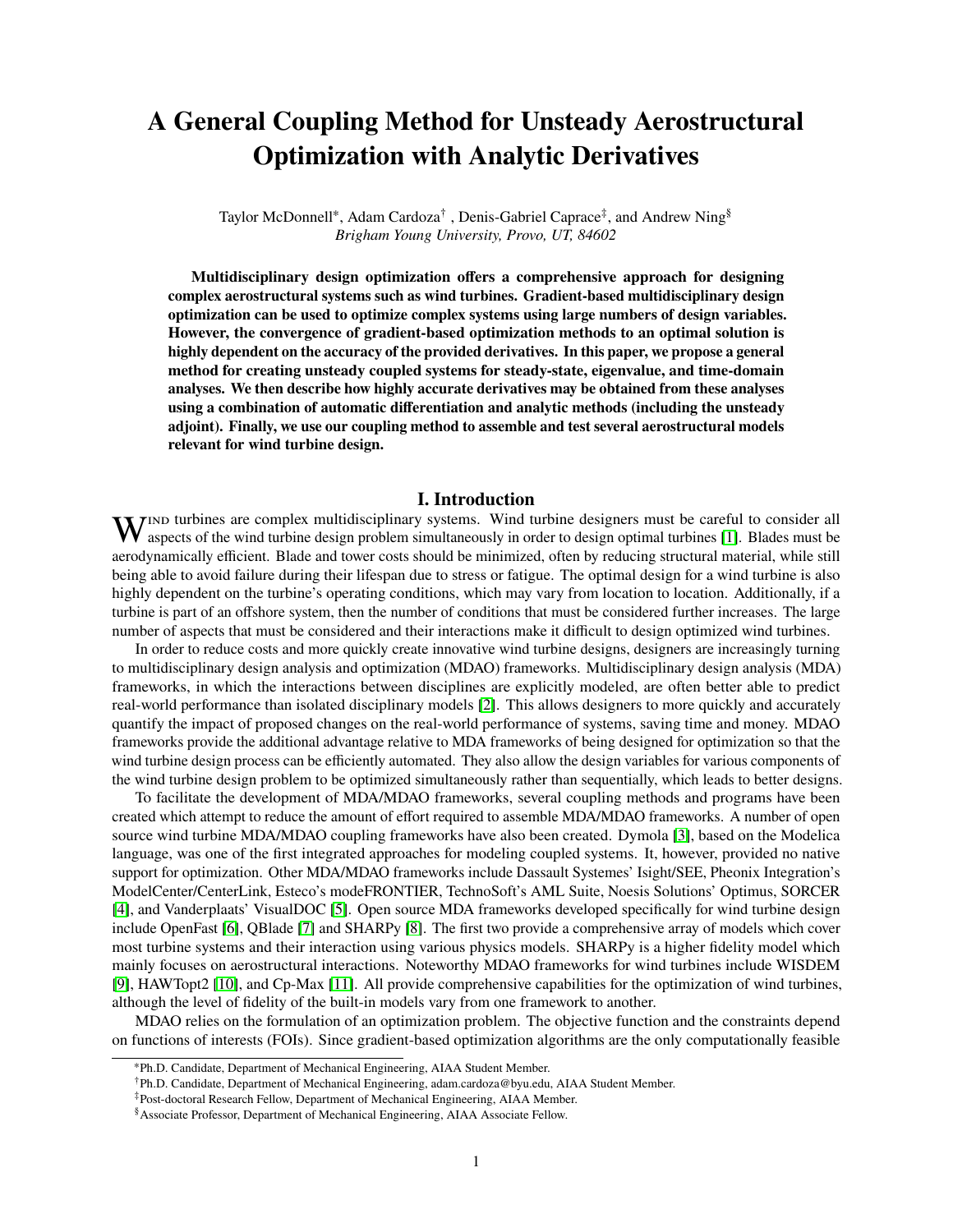# A General Coupling Method for Unsteady Aerostructural Optimization with Analytic Derivatives

Taylor McDonnell*, Adam Cardoza† , Denis-Gabriel Caprace‡, and Andrew Ning§
*Brigham Young University, Provo, UT, 84602*

**Multidisciplinary design optimization offers a comprehensive approach for designing complex aerostructural systems such as wind turbines. Gradient-based multidisciplinary design optimization can be used to optimize complex systems using large numbers of design variables. However, the convergence of gradient-based optimization methods to an optimal solution is highly dependent on the accuracy of the provided derivatives. In this paper, we propose a general method for creating unsteady coupled systems for steady-state, eigenvalue, and time-domain analyses. We then describe how highly accurate derivatives may be obtained from these analyses using a combination of automatic differentiation and analytic methods (including the unsteady adjoint). Finally, we use our coupling method to assemble and test several aerostructural models relevant for wind turbine design.**

## I. Introduction

Wind turbines are complex multidisciplinary systems. Wind turbine designers must be careful to consider all aspects of the wind turbine design problem simultaneously in order to design optimal turbines [1]. Blades must be aerodynamically efficient. Blade and tower costs should be minimized, often by reducing structural material, while still being able to avoid failure during their lifespan due to stress or fatigue. The optimal design for a wind turbine is also highly dependent on the turbine's operating conditions, which may vary from location to location. Additionally, if a turbine is part of an offshore system, then the number of conditions that must be considered further increases. The large number of aspects that must be considered and their interactions make it difficult to design optimized wind turbines.

In order to reduce costs and more quickly create innovative wind turbine designs, designers are increasingly turning to multidisciplinary design analysis and optimization (MDAO) frameworks. Multidisciplinary design analysis (MDA) frameworks, in which the interactions between disciplines are explicitly modeled, are often better able to predict real-world performance than isolated disciplinary models [2]. This allows designers to more quickly and accurately quantify the impact of proposed changes on the real-world performance of systems, saving time and money. MDAO frameworks provide the additional advantage relative to MDA frameworks of being designed for optimization so that the wind turbine design process can be efficiently automated. They also allow the design variables for various components of the wind turbine design problem to be optimized simultaneously rather than sequentially, which leads to better designs.

To facilitate the development of MDA/MDAO frameworks, several coupling methods and programs have been created which attempt to reduce the amount of effort required to assemble MDA/MDAO frameworks. A number of open source wind turbine MDA/MDAO coupling frameworks have also been created. Dymola [3], based on the Modelica language, was one of the first integrated approaches for modeling coupled systems. It, however, provided no native support for optimization. Other MDA/MDAO frameworks include Dassault Systemes' Isight/SEE, Pheonix Integration's ModelCenter/CenterLink, Esteco's modeFRONTIER, TechnoSoft's AML Suite, Noesis Solutions' Optimus, SORCER [4], and Vanderplaats' VisualDOC [5]. Open source MDA frameworks developed specifically for wind turbine design include OpenFast [6], QBlade [7] and SHARPy [8]. The first two provide a comprehensive array of models which cover most turbine systems and their interaction using various physics models. SHARPy is a higher fidelity model which mainly focuses on aerostructural interactions. Noteworthy MDAO frameworks for wind turbines include WISDEM [9], HAWTopt2 [10], and Cp-Max [11]. All provide comprehensive capabilities for the optimization of wind turbines, although the level of fidelity of the built-in models vary from one framework to another.

MDAO relies on the formulation of an optimization problem. The objective function and the constraints depend on functions of interests (FOIs). Since gradient-based optimization algorithms are the only computationally feasible

---

*Ph.D. Candidate, Department of Mechanical Engineering, AIAA Student Member.

†Ph.D. Candidate, Department of Mechanical Engineering, adam.cardoza@byu.edu, AIAA Student Member.

‡Post-doctoral Research Fellow, Department of Mechanical Engineering, AIAA Member.

§Associate Professor, Department of Mechanical Engineering, AIAA Associate Fellow.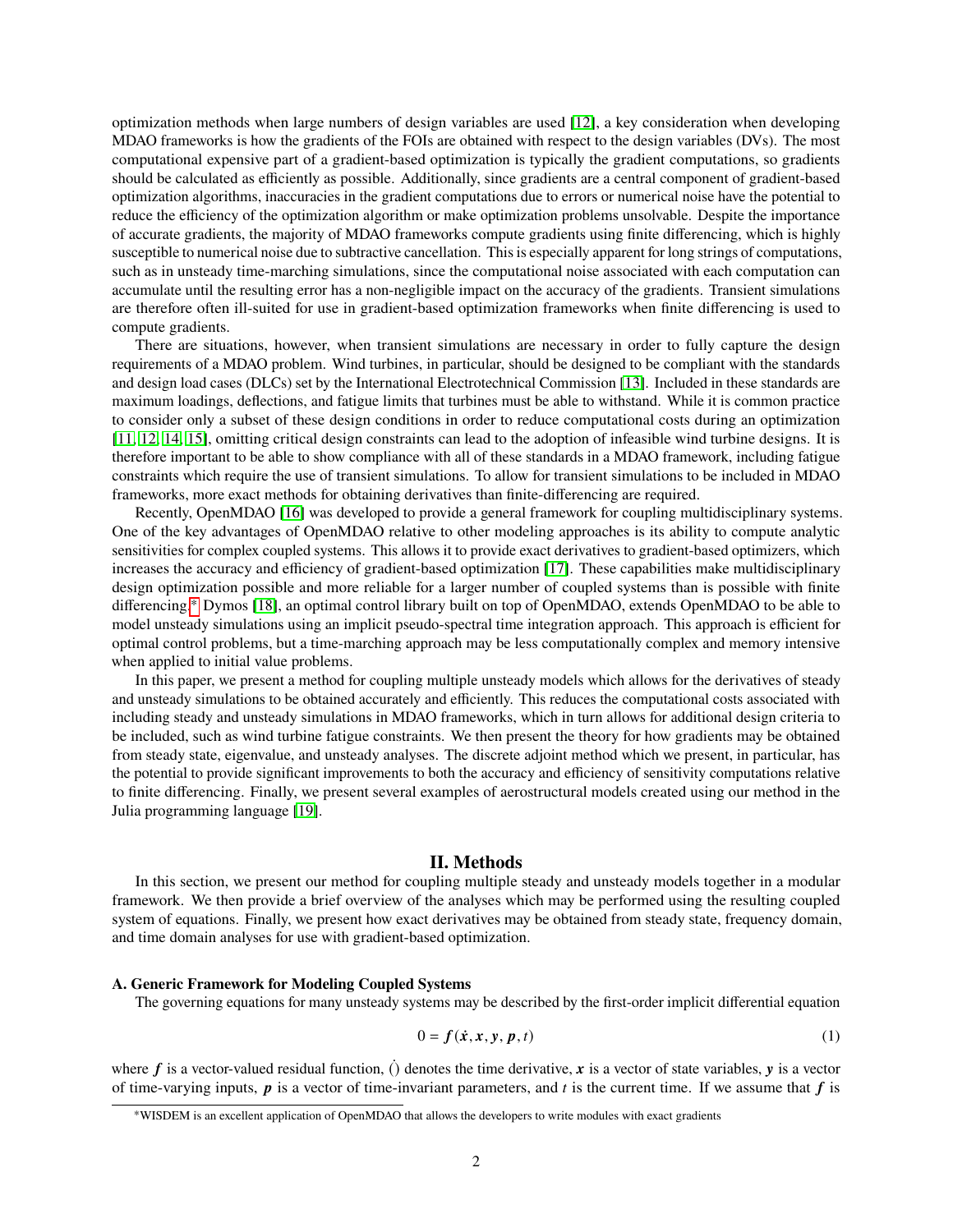optimization methods when large numbers of design variables are used [12], a key consideration when developing MDAO frameworks is how the gradients of the FOIs are obtained with respect to the design variables (DVs). The most computational expensive part of a gradient-based optimization is typically the gradient computations, so gradients should be calculated as efficiently as possible. Additionally, since gradients are a central component of gradient-based optimization algorithms, inaccuracies in the gradient computations due to errors or numerical noise have the potential to reduce the efficiency of the optimization algorithm or make optimization problems unsolvable. Despite the importance of accurate gradients, the majority of MDAO frameworks compute gradients using finite differencing, which is highly susceptible to numerical noise due to subtractive cancellation. This is especially apparent for long strings of computations, such as in unsteady time-marching simulations, since the computational noise associated with each computation can accumulate until the resulting error has a non-negligible impact on the accuracy of the gradients. Transient simulations are therefore often ill-suited for use in gradient-based optimization frameworks when finite differencing is used to compute gradients.

There are situations, however, when transient simulations are necessary in order to fully capture the design requirements of a MDAO problem. Wind turbines, in particular, should be designed to be compliant with the standards and design load cases (DLCs) set by the International Electrotechnical Commission [13]. Included in these standards are maximum loadings, deflections, and fatigue limits that turbines must be able to withstand. While it is common practice to consider only a subset of these design conditions in order to reduce computational costs during an optimization [11, 12, 14, 15], omitting critical design constraints can lead to the adoption of infeasible wind turbine designs. It is therefore important to be able to show compliance with all of these standards in a MDAO framework, including fatigue constraints which require the use of transient simulations. To allow for transient simulations to be included in MDAO frameworks, more exact methods for obtaining derivatives than finite-differencing are required.

Recently, OpenMDAO [16] was developed to provide a general framework for coupling multidisciplinary systems. One of the key advantages of OpenMDAO relative to other modeling approaches is its ability to compute analytic sensitivities for complex coupled systems. This allows it to provide exact derivatives to gradient-based optimizers, which increases the accuracy and efficiency of gradient-based optimization [17]. These capabilities make multidisciplinary design optimization possible and more reliable for a larger number of coupled systems than is possible with finite differencing.* Dymos [18], an optimal control library built on top of OpenMDAO, extends OpenMDAO to be able to model unsteady simulations using an implicit pseudo-spectral time integration approach. This approach is efficient for optimal control problems, but a time-marching approach may be less computationally complex and memory intensive when applied to initial value problems.

In this paper, we present a method for coupling multiple unsteady models which allows for the derivatives of steady and unsteady simulations to be obtained accurately and efficiently. This reduces the computational costs associated with including steady and unsteady simulations in MDAO frameworks, which in turn allows for additional design criteria to be included, such as wind turbine fatigue constraints. We then present the theory for how gradients may be obtained from steady state, eigenvalue, and unsteady analyses. The discrete adjoint method which we present, in particular, has the potential to provide significant improvements to both the accuracy and efficiency of sensitivity computations relative to finite differencing. Finally, we present several examples of aerostructural models created using our method in the Julia programming language [19].

## II. Methods

In this section, we present our method for coupling multiple steady and unsteady models together in a modular framework. We then provide a brief overview of the analyses which may be performed using the resulting coupled system of equations. Finally, we present how exact derivatives may be obtained from steady state, frequency domain, and time domain analyses for use with gradient-based optimization.

### A. Generic Framework for Modeling Coupled Systems

The governing equations for many unsteady systems may be described by the first-order implicit differential equation

$$0 = \boldsymbol{f}(\dot{\boldsymbol{x}}, \boldsymbol{x}, \boldsymbol{y}, \boldsymbol{p}, t) \tag{1}$$

where $\boldsymbol{f}$ is a vector-valued residual function, $\dot{()}$ denotes the time derivative, $\boldsymbol{x}$ is a vector of state variables, $\boldsymbol{y}$ is a vector of time-varying inputs, $\boldsymbol{p}$ is a vector of time-invariant parameters, and $t$ is the current time. If we assume that $\boldsymbol{f}$ is

*WISDEM is an excellent application of OpenMDAO that allows the developers to write modules with exact gradients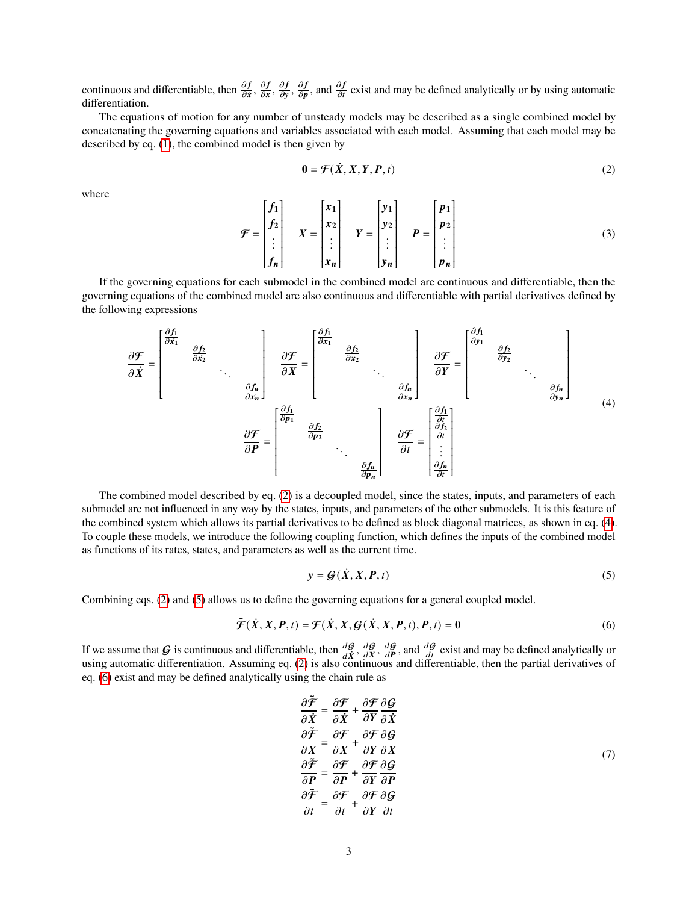continuous and differentiable, then $\frac{\partial f}{\partial \dot{x}}$, $\frac{\partial f}{\partial x}$, $\frac{\partial f}{\partial y}$, $\frac{\partial f}{\partial p}$, and $\frac{\partial f}{\partial t}$ exist and may be defined analytically or by using automatic differentiation.

The equations of motion for any number of unsteady models may be described as a single combined model by concatenating the governing equations and variables associated with each model. Assuming that each model may be described by eq. (1), the combined model is then given by

$$
\mathbf{0} = \mathcal{F}(\dot{\boldsymbol{X}}, \boldsymbol{X}, \boldsymbol{Y}, \boldsymbol{P}, t) \tag{2}
$$

where

$$
\mathcal{F} = \begin{bmatrix} f_1 \\ f_2 \\ \vdots \\ f_n \end{bmatrix} \quad \boldsymbol{X} = \begin{bmatrix} x_1 \\ x_2 \\ \vdots \\ x_n \end{bmatrix} \quad \boldsymbol{Y} = \begin{bmatrix} y_1 \\ y_2 \\ \vdots \\ y_n \end{bmatrix} \quad \boldsymbol{P} = \begin{bmatrix} p_1 \\ p_2 \\ \vdots \\ p_n \end{bmatrix} \tag{3}
$$

If the governing equations for each submodel in the combined model are continuous and differentiable, then the governing equations of the combined model are also continuous and differentiable with partial derivatives defined by the following expressions

$$
\begin{gathered}
\frac{\partial \mathcal{F}}{\partial \dot{\boldsymbol{X}}} = \begin{bmatrix} \frac{\partial f_1}{\partial \dot{x}_1} & & & \\ & \frac{\partial f_2}{\partial \dot{x}_2} & & \\ & & \ddots & \\ & & & \frac{\partial f_n}{\partial \dot{x}_n} \end{bmatrix} \quad
\frac{\partial \mathcal{F}}{\partial \boldsymbol{X}} = \begin{bmatrix} \frac{\partial f_1}{\partial x_1} & & & \\ & \frac{\partial f_2}{\partial x_2} & & \\ & & \ddots & \\ & & & \frac{\partial f_n}{\partial x_n} \end{bmatrix} \quad
\frac{\partial \mathcal{F}}{\partial \boldsymbol{Y}} = \begin{bmatrix} \frac{\partial f_1}{\partial y_1} & & & \\ & \frac{\partial f_2}{\partial y_2} & & \\ & & \ddots & \\ & & & \frac{\partial f_n}{\partial y_n} \end{bmatrix} \\
\frac{\partial \mathcal{F}}{\partial \boldsymbol{P}} = \begin{bmatrix} \frac{\partial f_1}{\partial p_1} & & & \\ & \frac{\partial f_2}{\partial p_2} & & \\ & & \ddots & \\ & & & \frac{\partial f_n}{\partial p_n} \end{bmatrix} \quad
\frac{\partial \mathcal{F}}{\partial t} = \begin{bmatrix} \frac{\partial f_1}{\partial t} \\ \frac{\partial f_2}{\partial t} \\ \vdots \\ \frac{\partial f_n}{\partial t} \end{bmatrix}
\end{gathered} \tag{4}
$$

The combined model described by eq. (2) is a decoupled model, since the states, inputs, and parameters of each submodel are not influenced in any way by the states, inputs, and parameters of the other submodels. It is this feature of the combined system which allows its partial derivatives to be defined as block diagonal matrices, as shown in eq. (4). To couple these models, we introduce the following coupling function, which defines the inputs of the combined model as functions of its rates, states, and parameters as well as the current time.

$$
\boldsymbol{y} = \mathcal{G}(\dot{\boldsymbol{X}}, \boldsymbol{X}, \boldsymbol{P}, t) \tag{5}
$$

Combining eqs. (2) and (5) allows us to define the governing equations for a general coupled model.

$$
\tilde{\mathcal{F}}(\dot{\boldsymbol{X}}, \boldsymbol{X}, \boldsymbol{P}, t) = \mathcal{F}(\dot{\boldsymbol{X}}, \boldsymbol{X}, \mathcal{G}(\dot{\boldsymbol{X}}, \boldsymbol{X}, \boldsymbol{P}, t), \boldsymbol{P}, t) = \mathbf{0} \tag{6}
$$

If we assume that $\mathcal{G}$ is continuous and differentiable, then $\frac{d\mathcal{G}}{d\dot{X}}$, $\frac{d\mathcal{G}}{dX}$, $\frac{d\mathcal{G}}{dP}$, and $\frac{d\mathcal{G}}{dt}$ exist and may be defined analytically or using automatic differentiation. Assuming eq. (2) is also continuous and differentiable, then the partial derivatives of eq. (6) exist and may be defined analytically using the chain rule as

$$
\begin{aligned}
\frac{\partial \tilde{\mathcal{F}}}{\partial \dot{\boldsymbol{X}}} &= \frac{\partial \mathcal{F}}{\partial \dot{\boldsymbol{X}}} + \frac{\partial \mathcal{F}}{\partial \boldsymbol{Y}} \frac{\partial \mathcal{G}}{\partial \dot{\boldsymbol{X}}} \\
\frac{\partial \tilde{\mathcal{F}}}{\partial \boldsymbol{X}} &= \frac{\partial \mathcal{F}}{\partial \boldsymbol{X}} + \frac{\partial \mathcal{F}}{\partial \boldsymbol{Y}} \frac{\partial \mathcal{G}}{\partial \boldsymbol{X}} \\
\frac{\partial \tilde{\mathcal{F}}}{\partial \boldsymbol{P}} &= \frac{\partial \mathcal{F}}{\partial \boldsymbol{P}} + \frac{\partial \mathcal{F}}{\partial \boldsymbol{Y}} \frac{\partial \mathcal{G}}{\partial \boldsymbol{P}} \\
\frac{\partial \tilde{\mathcal{F}}}{\partial t} &= \frac{\partial \mathcal{F}}{\partial t} + \frac{\partial \mathcal{F}}{\partial \boldsymbol{Y}} \frac{\partial \mathcal{G}}{\partial t}
\end{aligned} \tag{7}
$$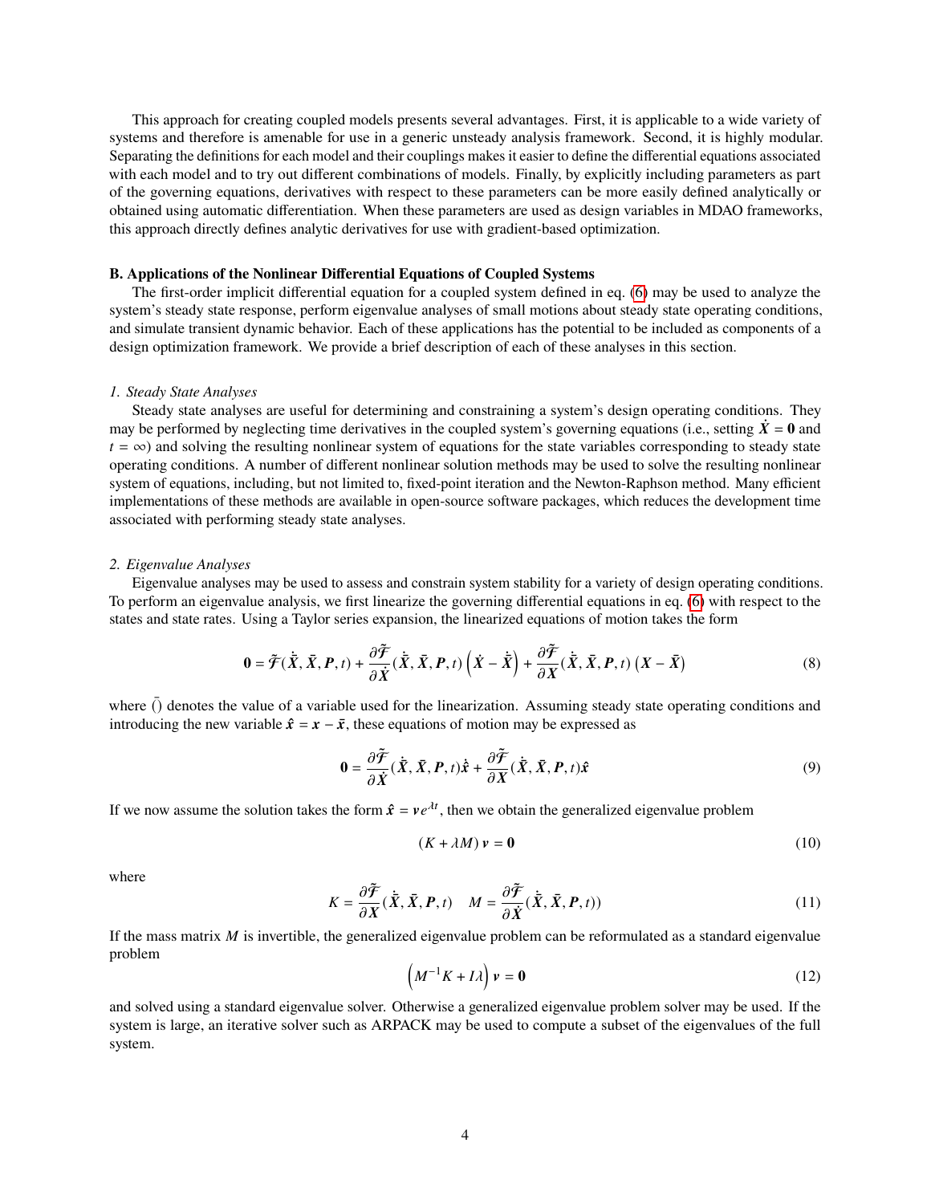This approach for creating coupled models presents several advantages. First, it is applicable to a wide variety of systems and therefore is amenable for use in a generic unsteady analysis framework. Second, it is highly modular. Separating the definitions for each model and their couplings makes it easier to define the differential equations associated with each model and to try out different combinations of models. Finally, by explicitly including parameters as part of the governing equations, derivatives with respect to these parameters can be more easily defined analytically or obtained using automatic differentiation. When these parameters are used as design variables in MDAO frameworks, this approach directly defines analytic derivatives for use with gradient-based optimization.

### B. Applications of the Nonlinear Differential Equations of Coupled Systems

The first-order implicit differential equation for a coupled system defined in eq. (6) may be used to analyze the system's steady state response, perform eigenvalue analyses of small motions about steady state operating conditions, and simulate transient dynamic behavior. Each of these applications has the potential to be included as components of a design optimization framework. We provide a brief description of each of these analyses in this section.

#### 1. Steady State Analyses

Steady state analyses are useful for determining and constraining a system's design operating conditions. They may be performed by neglecting time derivatives in the coupled system's governing equations (i.e., setting $\dot{\boldsymbol{X}} = \boldsymbol{0}$ and $t = \infty$) and solving the resulting nonlinear system of equations for the state variables corresponding to steady state operating conditions. A number of different nonlinear solution methods may be used to solve the resulting nonlinear system of equations, including, but not limited to, fixed-point iteration and the Newton-Raphson method. Many efficient implementations of these methods are available in open-source software packages, which reduces the development time associated with performing steady state analyses.

#### 2. Eigenvalue Analyses

Eigenvalue analyses may be used to assess and constrain system stability for a variety of design operating conditions. To perform an eigenvalue analysis, we first linearize the governing differential equations in eq. (6) with respect to the states and state rates. Using a Taylor series expansion, the linearized equations of motion takes the form

$$\boldsymbol{0} = \tilde{\mathcal{F}}(\dot{\bar{\boldsymbol{X}}}, \bar{\boldsymbol{X}}, \boldsymbol{P}, t) + \frac{\partial \tilde{\mathcal{F}}}{\partial \dot{\boldsymbol{X}}}(\dot{\bar{\boldsymbol{X}}}, \bar{\boldsymbol{X}}, \boldsymbol{P}, t)\left(\dot{\boldsymbol{X}} - \dot{\bar{\boldsymbol{X}}}\right) + \frac{\partial \tilde{\mathcal{F}}}{\partial \boldsymbol{X}}(\dot{\bar{\boldsymbol{X}}}, \bar{\boldsymbol{X}}, \boldsymbol{P}, t)\left(\boldsymbol{X} - \bar{\boldsymbol{X}}\right) \tag{8}$$

where $\bar{()}$ denotes the value of a variable used for the linearization. Assuming steady state operating conditions and introducing the new variable $\hat{\boldsymbol{x}} = \boldsymbol{x} - \bar{\boldsymbol{x}}$, these equations of motion may be expressed as

$$\boldsymbol{0} = \frac{\partial \tilde{\mathcal{F}}}{\partial \dot{\boldsymbol{X}}}(\dot{\bar{\boldsymbol{X}}}, \bar{\boldsymbol{X}}, \boldsymbol{P}, t)\dot{\hat{\boldsymbol{x}}} + \frac{\partial \tilde{\mathcal{F}}}{\partial \boldsymbol{X}}(\dot{\bar{\boldsymbol{X}}}, \bar{\boldsymbol{X}}, \boldsymbol{P}, t)\hat{\boldsymbol{x}} \tag{9}$$

If we now assume the solution takes the form $\hat{\boldsymbol{x}} = \boldsymbol{v}e^{\lambda t}$, then we obtain the generalized eigenvalue problem

$$(K + \lambda M)\,\boldsymbol{v} = \boldsymbol{0} \tag{10}$$

where

$$K = \frac{\partial \tilde{\mathcal{F}}}{\partial \boldsymbol{X}}(\dot{\bar{\boldsymbol{X}}}, \bar{\boldsymbol{X}}, \boldsymbol{P}, t) \quad M = \frac{\partial \tilde{\mathcal{F}}}{\partial \dot{\boldsymbol{X}}}(\dot{\bar{\boldsymbol{X}}}, \bar{\boldsymbol{X}}, \boldsymbol{P}, t)) \tag{11}$$

If the mass matrix $M$ is invertible, the generalized eigenvalue problem can be reformulated as a standard eigenvalue problem

$$\left(M^{-1}K + I\lambda\right)\boldsymbol{v} = \boldsymbol{0} \tag{12}$$

and solved using a standard eigenvalue solver. Otherwise a generalized eigenvalue problem solver may be used. If the system is large, an iterative solver such as ARPACK may be used to compute a subset of the eigenvalues of the full system.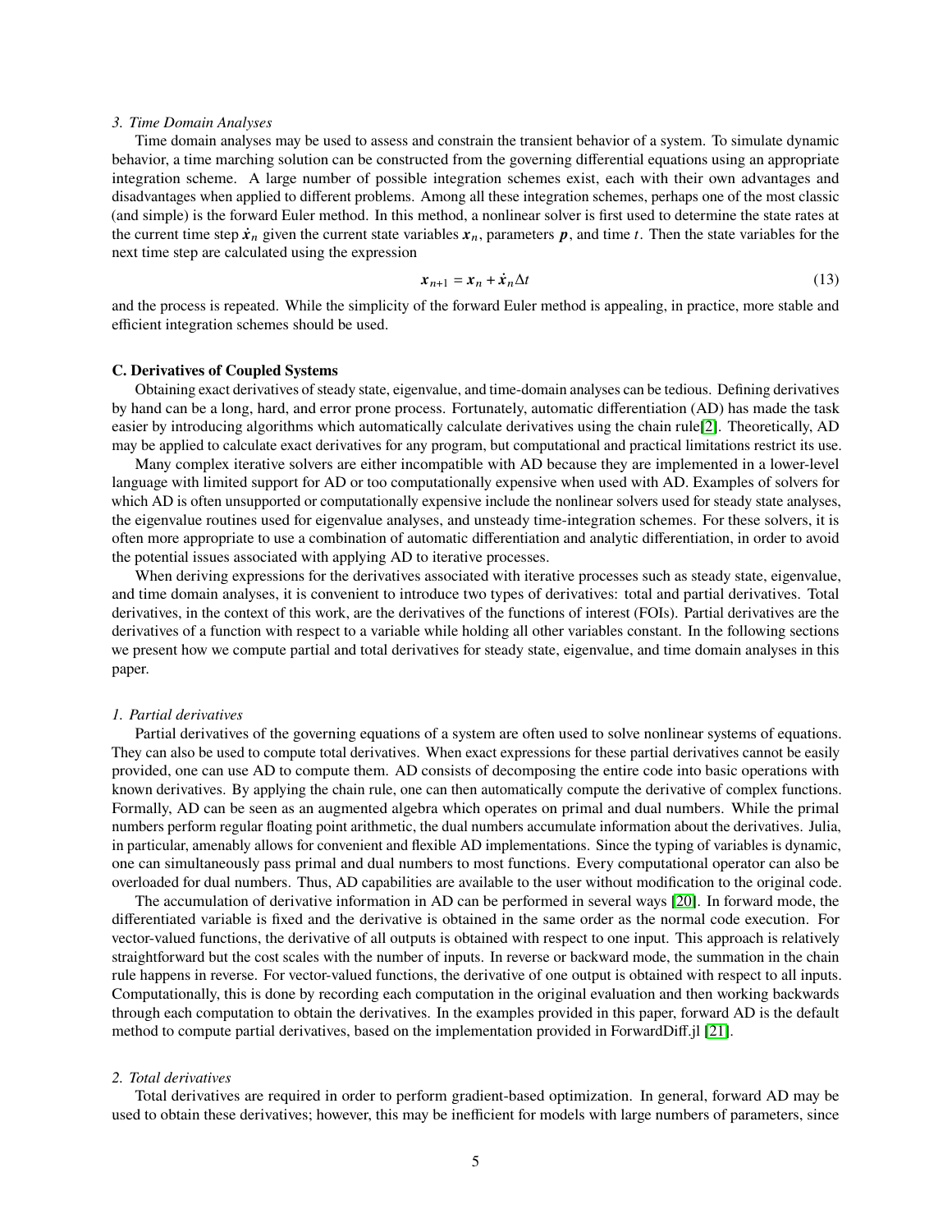### 3. Time Domain Analyses

Time domain analyses may be used to assess and constrain the transient behavior of a system. To simulate dynamic behavior, a time marching solution can be constructed from the governing differential equations using an appropriate integration scheme. A large number of possible integration schemes exist, each with their own advantages and disadvantages when applied to different problems. Among all these integration schemes, perhaps one of the most classic (and simple) is the forward Euler method. In this method, a nonlinear solver is first used to determine the state rates at the current time step $\dot{\boldsymbol{x}}_n$ given the current state variables $\boldsymbol{x}_n$, parameters $\boldsymbol{p}$, and time $t$. Then the state variables for the next time step are calculated using the expression

$$\boldsymbol{x}_{n+1} = \boldsymbol{x}_n + \dot{\boldsymbol{x}}_n \Delta t \tag{13}$$

and the process is repeated. While the simplicity of the forward Euler method is appealing, in practice, more stable and efficient integration schemes should be used.

## C. Derivatives of Coupled Systems

Obtaining exact derivatives of steady state, eigenvalue, and time-domain analyses can be tedious. Defining derivatives by hand can be a long, hard, and error prone process. Fortunately, automatic differentiation (AD) has made the task easier by introducing algorithms which automatically calculate derivatives using the chain rule[2]. Theoretically, AD may be applied to calculate exact derivatives for any program, but computational and practical limitations restrict its use.

Many complex iterative solvers are either incompatible with AD because they are implemented in a lower-level language with limited support for AD or too computationally expensive when used with AD. Examples of solvers for which AD is often unsupported or computationally expensive include the nonlinear solvers used for steady state analyses, the eigenvalue routines used for eigenvalue analyses, and unsteady time-integration schemes. For these solvers, it is often more appropriate to use a combination of automatic differentiation and analytic differentiation, in order to avoid the potential issues associated with applying AD to iterative processes.

When deriving expressions for the derivatives associated with iterative processes such as steady state, eigenvalue, and time domain analyses, it is convenient to introduce two types of derivatives: total and partial derivatives. Total derivatives, in the context of this work, are the derivatives of the functions of interest (FOIs). Partial derivatives are the derivatives of a function with respect to a variable while holding all other variables constant. In the following sections we present how we compute partial and total derivatives for steady state, eigenvalue, and time domain analyses in this paper.

### 1. Partial derivatives

Partial derivatives of the governing equations of a system are often used to solve nonlinear systems of equations. They can also be used to compute total derivatives. When exact expressions for these partial derivatives cannot be easily provided, one can use AD to compute them. AD consists of decomposing the entire code into basic operations with known derivatives. By applying the chain rule, one can then automatically compute the derivative of complex functions. Formally, AD can be seen as an augmented algebra which operates on primal and dual numbers. While the primal numbers perform regular floating point arithmetic, the dual numbers accumulate information about the derivatives. Julia, in particular, amenably allows for convenient and flexible AD implementations. Since the typing of variables is dynamic, one can simultaneously pass primal and dual numbers to most functions. Every computational operator can also be overloaded for dual numbers. Thus, AD capabilities are available to the user without modification to the original code.

The accumulation of derivative information in AD can be performed in several ways [20]. In forward mode, the differentiated variable is fixed and the derivative is obtained in the same order as the normal code execution. For vector-valued functions, the derivative of all outputs is obtained with respect to one input. This approach is relatively straightforward but the cost scales with the number of inputs. In reverse or backward mode, the summation in the chain rule happens in reverse. For vector-valued functions, the derivative of one output is obtained with respect to all inputs. Computationally, this is done by recording each computation in the original evaluation and then working backwards through each computation to obtain the derivatives. In the examples provided in this paper, forward AD is the default method to compute partial derivatives, based on the implementation provided in ForwardDiff.jl [21].

### 2. Total derivatives

Total derivatives are required in order to perform gradient-based optimization. In general, forward AD may be used to obtain these derivatives; however, this may be inefficient for models with large numbers of parameters, since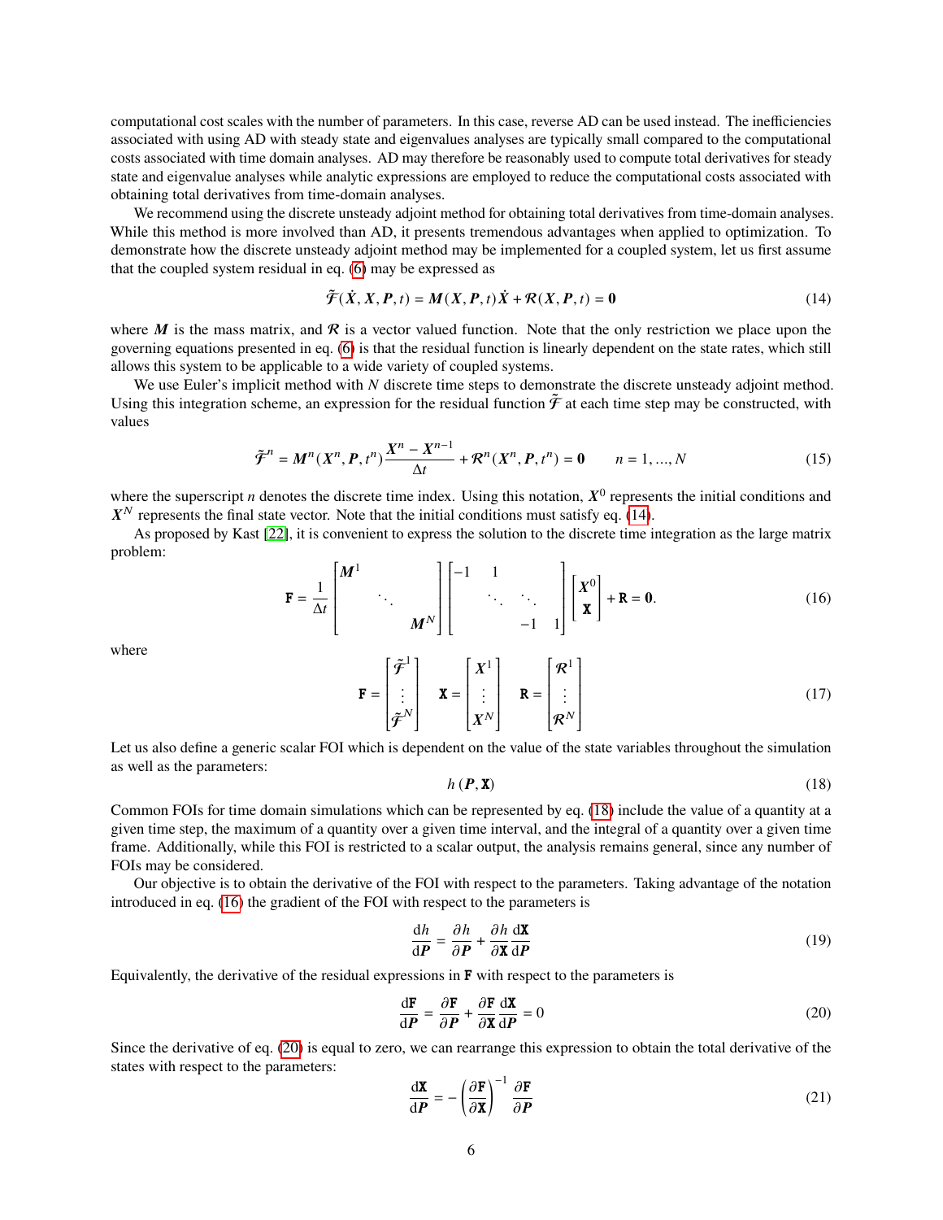computational cost scales with the number of parameters. In this case, reverse AD can be used instead. The inefficiencies associated with using AD with steady state and eigenvalues analyses are typically small compared to the computational costs associated with time domain analyses. AD may therefore be reasonably used to compute total derivatives for steady state and eigenvalue analyses while analytic expressions are employed to reduce the computational costs associated with obtaining total derivatives from time-domain analyses.

We recommend using the discrete unsteady adjoint method for obtaining total derivatives from time-domain analyses. While this method is more involved than AD, it presents tremendous advantages when applied to optimization. To demonstrate how the discrete unsteady adjoint method may be implemented for a coupled system, let us first assume that the coupled system residual in eq. (6) may be expressed as

$$\tilde{\mathcal{F}}(\dot{X}, X, P, t) = M(X, P, t)\dot{X} + \mathcal{R}(X, P, t) = \mathbf{0} \tag{14}$$

where $M$ is the mass matrix, and $\mathcal{R}$ is a vector valued function. Note that the only restriction we place upon the governing equations presented in eq. (6) is that the residual function is linearly dependent on the state rates, which still allows this system to be applicable to a wide variety of coupled systems.

We use Euler's implicit method with $N$ discrete time steps to demonstrate the discrete unsteady adjoint method. Using this integration scheme, an expression for the residual function $\tilde{\mathcal{F}}$ at each time step may be constructed, with values

$$\tilde{\mathcal{F}}^n = M^n(X^n, P, t^n)\frac{X^n - X^{n-1}}{\Delta t} + \mathcal{R}^n(X^n, P, t^n) = \mathbf{0} \qquad n = 1, ..., N \tag{15}$$

where the superscript $n$ denotes the discrete time index. Using this notation, $X^0$ represents the initial conditions and $X^N$ represents the final state vector. Note that the initial conditions must satisfy eq. (14).

As proposed by Kast [22], it is convenient to express the solution to the discrete time integration as the large matrix problem:

$$\mathtt{F} = \frac{1}{\Delta t}\begin{bmatrix} M^1 & & \\ & \ddots & \\ & & M^N \end{bmatrix}\begin{bmatrix} -1 & 1 & & \\ & \ddots & \ddots & \\ & & -1 & 1 \end{bmatrix}\begin{bmatrix} X^0 \\ \mathtt{X} \end{bmatrix} + \mathtt{R} = \mathbf{0}. \tag{16}$$

where

$$\mathtt{F} = \begin{bmatrix} \tilde{\mathcal{F}}^1 \\ \vdots \\ \tilde{\mathcal{F}}^N \end{bmatrix} \quad \mathtt{X} = \begin{bmatrix} X^1 \\ \vdots \\ X^N \end{bmatrix} \quad \mathtt{R} = \begin{bmatrix} \mathcal{R}^1 \\ \vdots \\ \mathcal{R}^N \end{bmatrix} \tag{17}$$

Let us also define a generic scalar FOI which is dependent on the value of the state variables throughout the simulation as well as the parameters:

$$h(P, \mathtt{X}) \tag{18}$$

Common FOIs for time domain simulations which can be represented by eq. (18) include the value of a quantity at a given time step, the maximum of a quantity over a given time interval, and the integral of a quantity over a given time frame. Additionally, while this FOI is restricted to a scalar output, the analysis remains general, since any number of FOIs may be considered.

Our objective is to obtain the derivative of the FOI with respect to the parameters. Taking advantage of the notation introduced in eq. (16) the gradient of the FOI with respect to the parameters is

$$\frac{\mathrm{d}h}{\mathrm{d}P} = \frac{\partial h}{\partial P} + \frac{\partial h}{\partial \mathtt{X}}\frac{\mathrm{d}\mathtt{X}}{\mathrm{d}P} \tag{19}$$

Equivalently, the derivative of the residual expressions in $\mathtt{F}$ with respect to the parameters is

$$\frac{\mathrm{d}\mathtt{F}}{\mathrm{d}P} = \frac{\partial \mathtt{F}}{\partial P} + \frac{\partial \mathtt{F}}{\partial \mathtt{X}}\frac{\mathrm{d}\mathtt{X}}{\mathrm{d}P} = 0 \tag{20}$$

Since the derivative of eq. (20) is equal to zero, we can rearrange this expression to obtain the total derivative of the states with respect to the parameters:

$$\frac{\mathrm{d}\mathtt{X}}{\mathrm{d}P} = -\left(\frac{\partial \mathtt{F}}{\partial \mathtt{X}}\right)^{-1}\frac{\partial \mathtt{F}}{\partial P} \tag{21}$$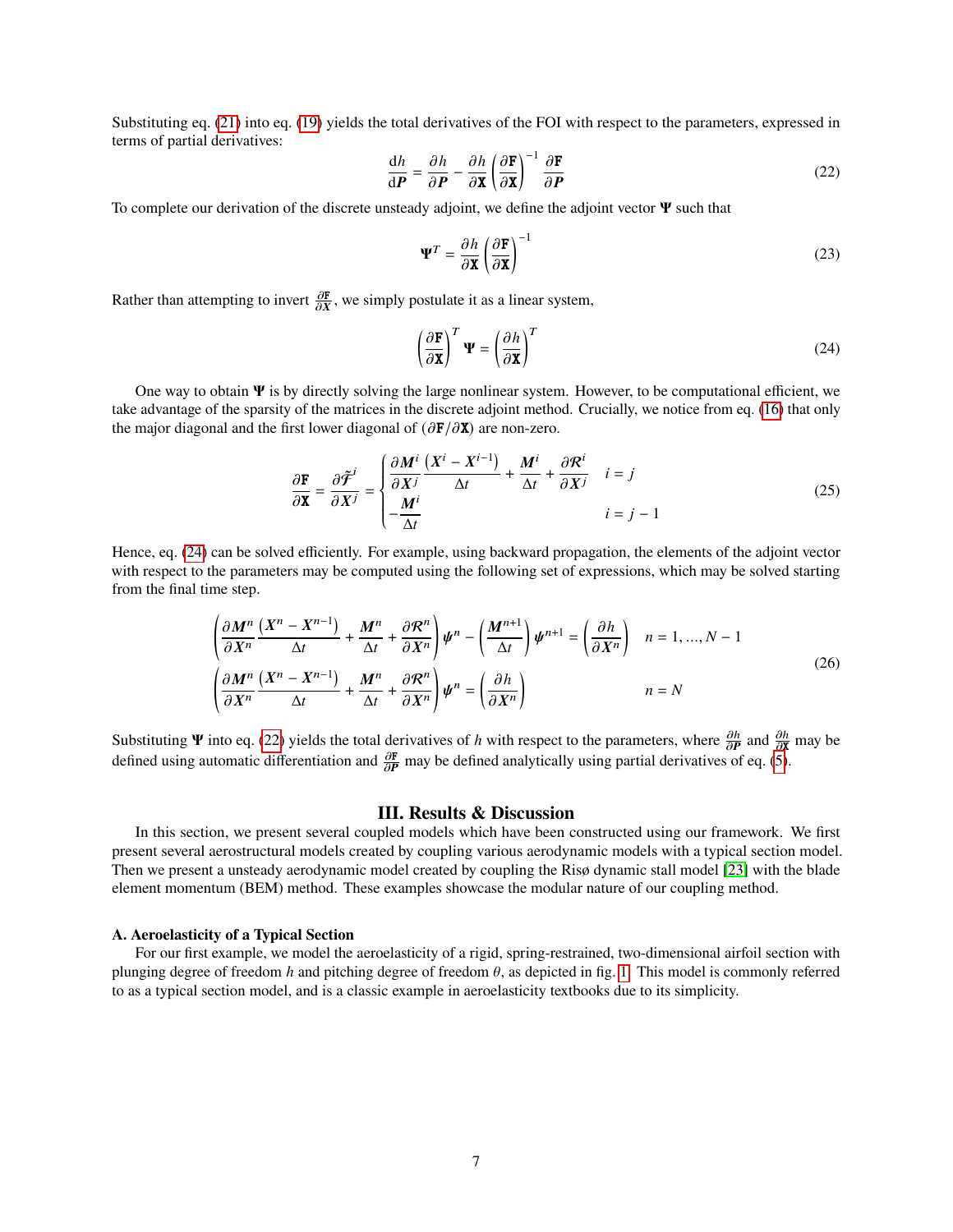Substituting eq. (21) into eq. (19) yields the total derivatives of the FOI with respect to the parameters, expressed in terms of partial derivatives:

$$
\frac{\mathrm{d}h}{\mathrm{d}\boldsymbol{P}} = \frac{\partial h}{\partial \boldsymbol{P}} - \frac{\partial h}{\partial \mathbb{X}} \left( \frac{\partial \mathbb{F}}{\partial \mathbb{X}} \right)^{-1} \frac{\partial \mathbb{F}}{\partial \boldsymbol{P}} \tag{22}
$$

To complete our derivation of the discrete unsteady adjoint, we define the adjoint vector $\boldsymbol{\Psi}$ such that

$$
\boldsymbol{\Psi}^T = \frac{\partial h}{\partial \mathbb{X}} \left( \frac{\partial \mathbb{F}}{\partial \mathbb{X}} \right)^{-1} \tag{23}
$$

Rather than attempting to invert $\frac{\partial \mathbb{F}}{\partial X}$, we simply postulate it as a linear system,

$$
\left( \frac{\partial \mathbb{F}}{\partial \mathbb{X}} \right)^T \boldsymbol{\Psi} = \left( \frac{\partial h}{\partial \mathbb{X}} \right)^T \tag{24}
$$

One way to obtain $\boldsymbol{\Psi}$ is by directly solving the large nonlinear system. However, to be computational efficient, we take advantage of the sparsity of the matrices in the discrete adjoint method. Crucially, we notice from eq. (16) that only the major diagonal and the first lower diagonal of $(\partial \mathbb{F} / \partial \mathbb{X})$ are non-zero.

$$
\frac{\partial \mathbb{F}}{\partial \mathbb{X}} = \frac{\partial \tilde{\mathcal{F}}^j}{\partial \boldsymbol{X}^j} = \begin{cases} \dfrac{\partial \boldsymbol{M}^i}{\partial \boldsymbol{X}^j} \dfrac{\left(\boldsymbol{X}^i - \boldsymbol{X}^{i-1}\right)}{\Delta t} + \dfrac{\boldsymbol{M}^i}{\Delta t} + \dfrac{\partial \mathcal{R}^i}{\partial \boldsymbol{X}^j} & i = j \\ -\dfrac{\boldsymbol{M}^i}{\Delta t} & i = j - 1 \end{cases} \tag{25}
$$

Hence, eq. (24) can be solved efficiently. For example, using backward propagation, the elements of the adjoint vector with respect to the parameters may be computed using the following set of expressions, which may be solved starting from the final time step.

$$
\begin{aligned}
&\left( \frac{\partial \boldsymbol{M}^n}{\partial \boldsymbol{X}^n} \frac{\left(\boldsymbol{X}^n - \boldsymbol{X}^{n-1}\right)}{\Delta t} + \frac{\boldsymbol{M}^n}{\Delta t} + \frac{\partial \mathcal{R}^n}{\partial \boldsymbol{X}^n} \right) \boldsymbol{\psi}^n - \left( \frac{\boldsymbol{M}^{n+1}}{\Delta t} \right) \boldsymbol{\psi}^{n+1} = \left( \frac{\partial h}{\partial \boldsymbol{X}^n} \right) \quad && n = 1, ..., N-1 \\
&\left( \frac{\partial \boldsymbol{M}^n}{\partial \boldsymbol{X}^n} \frac{\left(\boldsymbol{X}^n - \boldsymbol{X}^{n-1}\right)}{\Delta t} + \frac{\boldsymbol{M}^n}{\Delta t} + \frac{\partial \mathcal{R}^n}{\partial \boldsymbol{X}^n} \right) \boldsymbol{\psi}^n = \left( \frac{\partial h}{\partial \boldsymbol{X}^n} \right) && n = N
\end{aligned} \tag{26}
$$

Substituting $\boldsymbol{\Psi}$ into eq. (22) yields the total derivatives of $h$ with respect to the parameters, where $\frac{\partial h}{\partial \boldsymbol{P}}$ and $\frac{\partial h}{\partial \mathbb{X}}$ may be defined using automatic differentiation and $\frac{\partial \mathbb{F}}{\partial \boldsymbol{P}}$ may be defined analytically using partial derivatives of eq. (5).

# III. Results & Discussion

In this section, we present several coupled models which have been constructed using our framework. We first present several aerostructural models created by coupling various aerodynamic models with a typical section model. Then we present a unsteady aerodynamic model created by coupling the Risø dynamic stall model [23] with the blade element momentum (BEM) method. These examples showcase the modular nature of our coupling method.

## A. Aeroelasticity of a Typical Section

For our first example, we model the aeroelasticity of a rigid, spring-restrained, two-dimensional airfoil section with plunging degree of freedom $h$ and pitching degree of freedom $\theta$, as depicted in fig. 1. This model is commonly referred to as a typical section model, and is a classic example in aeroelasticity textbooks due to its simplicity.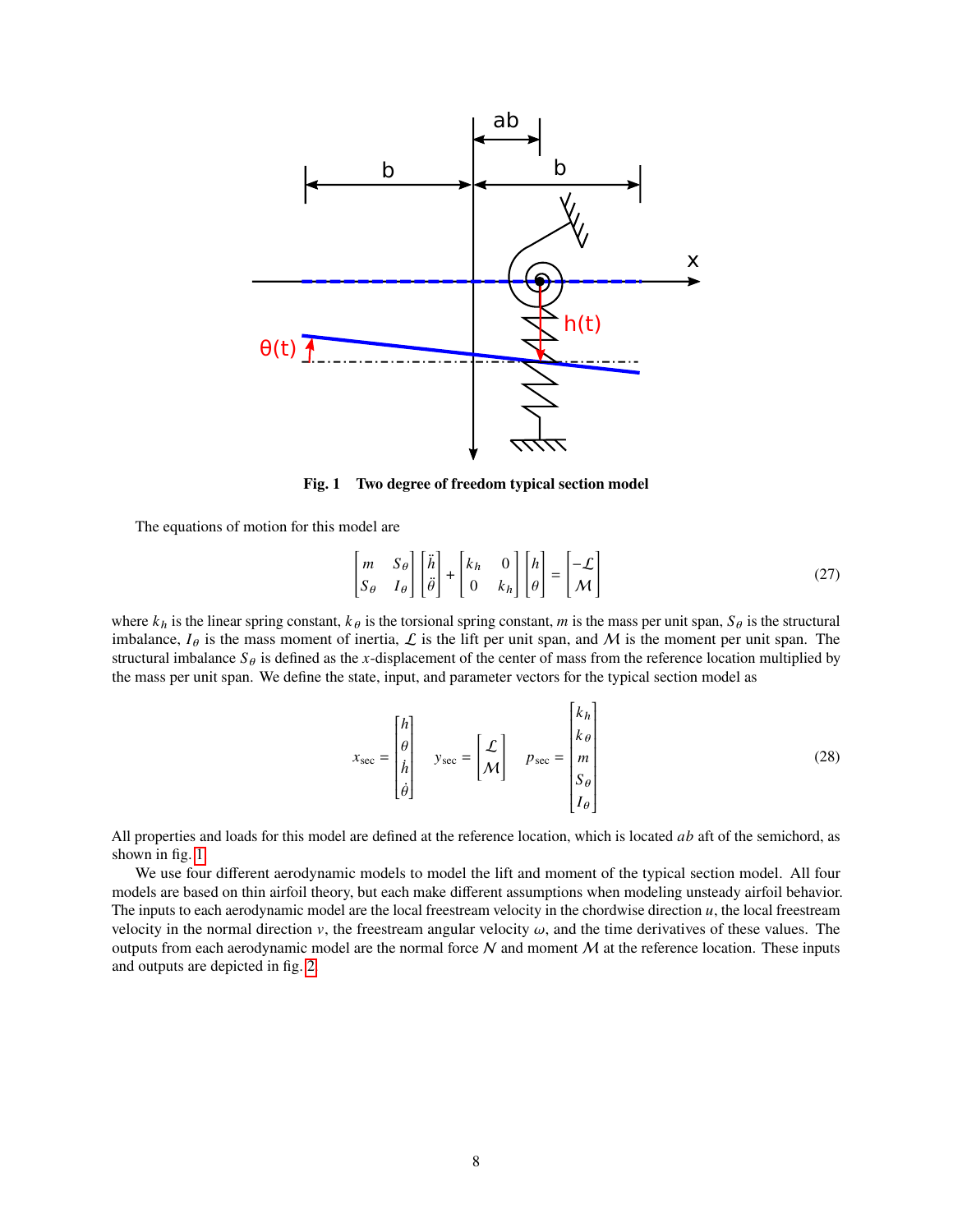**Fig. 1 Two degree of freedom typical section model**

The equations of motion for this model are

$$\begin{bmatrix} m & S_\theta \\ S_\theta & I_\theta \end{bmatrix} \begin{bmatrix} \ddot{h} \\ \ddot{\theta} \end{bmatrix} + \begin{bmatrix} k_h & 0 \\ 0 & k_h \end{bmatrix} \begin{bmatrix} h \\ \theta \end{bmatrix} = \begin{bmatrix} -\mathcal{L} \\ \mathcal{M} \end{bmatrix} \tag{27}$$

where $k_h$ is the linear spring constant, $k_\theta$ is the torsional spring constant, $m$ is the mass per unit span, $S_\theta$ is the structural imbalance, $I_\theta$ is the mass moment of inertia, $\mathcal{L}$ is the lift per unit span, and $\mathcal{M}$ is the moment per unit span. The structural imbalance $S_\theta$ is defined as the $x$-displacement of the center of mass from the reference location multiplied by the mass per unit span. We define the state, input, and parameter vectors for the typical section model as

$$x_{\text{sec}} = \begin{bmatrix} h \\ \theta \\ \dot{h} \\ \dot{\theta} \end{bmatrix} \quad y_{\text{sec}} = \begin{bmatrix} \mathcal{L} \\ \mathcal{M} \end{bmatrix} \quad p_{\text{sec}} = \begin{bmatrix} k_h \\ k_\theta \\ m \\ S_\theta \\ I_\theta \end{bmatrix} \tag{28}$$

All properties and loads for this model are defined at the reference location, which is located $ab$ aft of the semichord, as shown in fig. 1.

We use four different aerodynamic models to model the lift and moment of the typical section model. All four models are based on thin airfoil theory, but each make different assumptions when modeling unsteady airfoil behavior. The inputs to each aerodynamic model are the local freestream velocity in the chordwise direction $u$, the local freestream velocity in the normal direction $v$, the freestream angular velocity $\omega$, and the time derivatives of these values. The outputs from each aerodynamic model are the normal force $\mathcal{N}$ and moment $\mathcal{M}$ at the reference location. These inputs and outputs are depicted in fig. 2.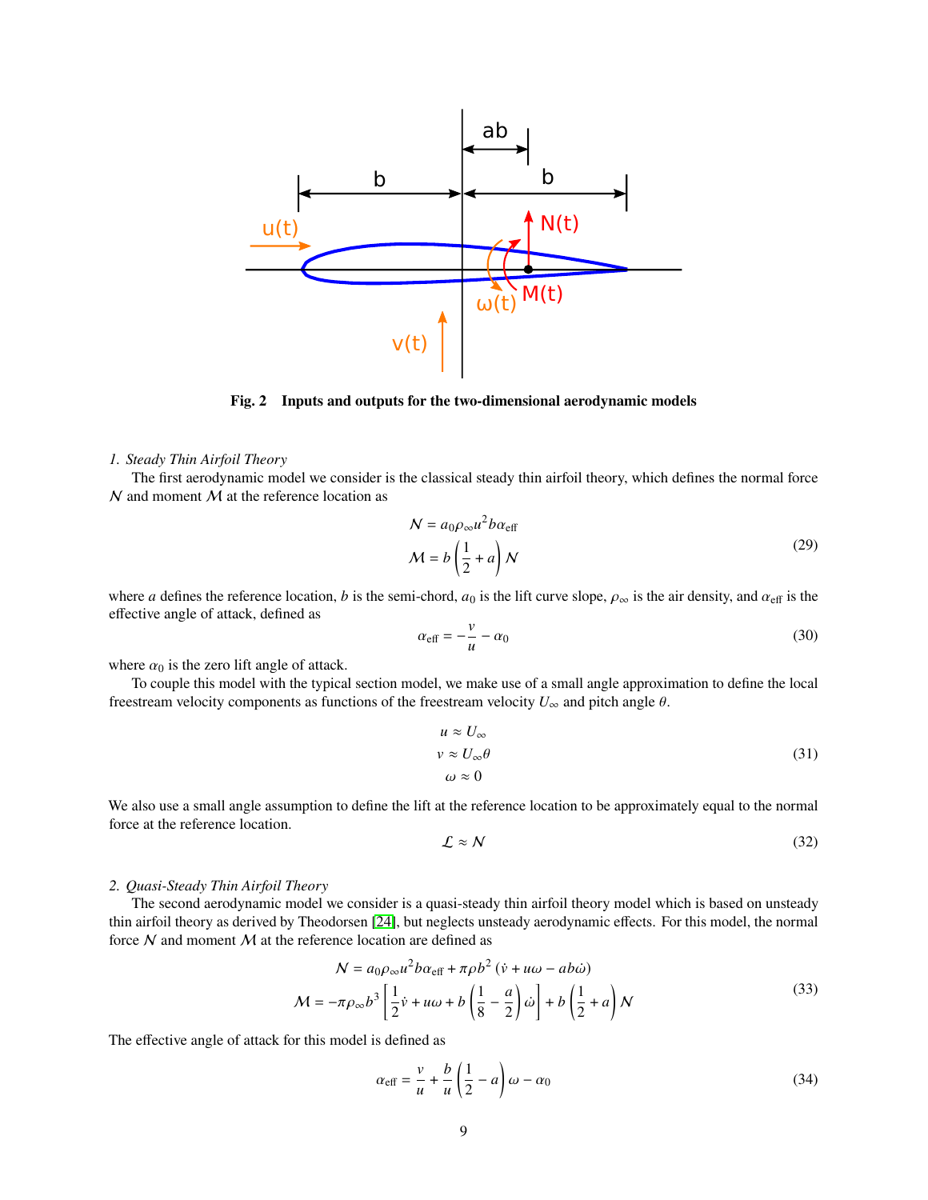Fig. 2 **Inputs and outputs for the two-dimensional aerodynamic models**

*1. Steady Thin Airfoil Theory*

The first aerodynamic model we consider is the classical steady thin airfoil theory, which defines the normal force $\mathcal{N}$ and moment $\mathcal{M}$ at the reference location as

$$
\begin{aligned}
\mathcal{N} &= a_0 \rho_\infty u^2 b \alpha_{\text{eff}} \\
\mathcal{M} &= b\left(\frac{1}{2} + a\right)\mathcal{N}
\end{aligned}
\tag{29}
$$

where $a$ defines the reference location, $b$ is the semi-chord, $a_0$ is the lift curve slope, $\rho_\infty$ is the air density, and $\alpha_{\text{eff}}$ is the effective angle of attack, defined as

$$
\alpha_{\text{eff}} = -\frac{v}{u} - \alpha_0 \tag{30}
$$

where $\alpha_0$ is the zero lift angle of attack.

To couple this model with the typical section model, we make use of a small angle approximation to define the local freestream velocity components as functions of the freestream velocity $U_\infty$ and pitch angle $\theta$.

$$
\begin{aligned}
u &\approx U_\infty \\
v &\approx U_\infty \theta \\
\omega &\approx 0
\end{aligned}
\tag{31}
$$

We also use a small angle assumption to define the lift at the reference location to be approximately equal to the normal force at the reference location.

$$
\mathcal{L} \approx \mathcal{N} \tag{32}
$$

*2. Quasi-Steady Thin Airfoil Theory*

The second aerodynamic model we consider is a quasi-steady thin airfoil theory model which is based on unsteady thin airfoil theory as derived by Theodorsen [24], but neglects unsteady aerodynamic effects. For this model, the normal force $\mathcal{N}$ and moment $\mathcal{M}$ at the reference location are defined as

$$
\begin{aligned}
\mathcal{N} &= a_0 \rho_\infty u^2 b \alpha_{\text{eff}} + \pi \rho b^2 \left(\dot{v} + u\omega - ab\dot{\omega}\right) \\
\mathcal{M} &= -\pi \rho_\infty b^3 \left[\frac{1}{2}\dot{v} + u\omega + b\left(\frac{1}{8} - \frac{a}{2}\right)\dot{\omega}\right] + b\left(\frac{1}{2} + a\right)\mathcal{N}
\end{aligned}
\tag{33}
$$

The effective angle of attack for this model is defined as

$$
\alpha_{\text{eff}} = \frac{v}{u} + \frac{b}{u}\left(\frac{1}{2} - a\right)\omega - \alpha_0 \tag{34}
$$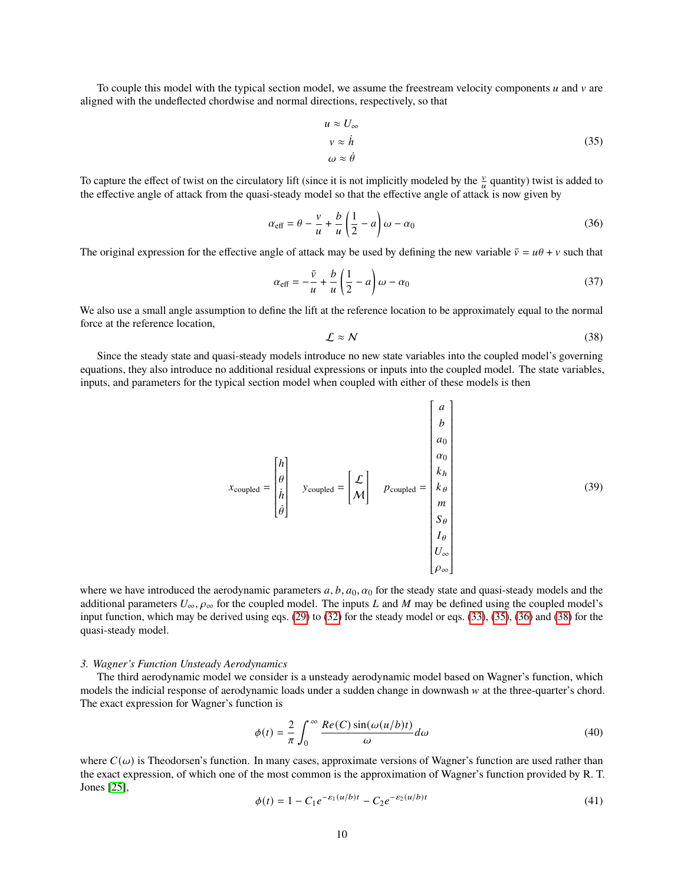To couple this model with the typical section model, we assume the freestream velocity components $u$ and $v$ are aligned with the undeflected chordwise and normal directions, respectively, so that

$$
\begin{aligned}
u &\approx U_\infty \\
v &\approx \dot{h} \\
\omega &\approx \dot{\theta}
\end{aligned}
\tag{35}
$$

To capture the effect of twist on the circulatory lift (since it is not implicitly modeled by the $\frac{v}{u}$ quantity) twist is added to the effective angle of attack from the quasi-steady model so that the effective angle of attack is now given by

$$
\alpha_{\text{eff}} = \theta - \frac{v}{u} + \frac{b}{u}\left(\frac{1}{2} - a\right)\omega - \alpha_0 \tag{36}
$$

The original expression for the effective angle of attack may be used by defining the new variable $\bar{v} = u\theta + v$ such that

$$
\alpha_{\text{eff}} = -\frac{\bar{v}}{u} + \frac{b}{u}\left(\frac{1}{2} - a\right)\omega - \alpha_0 \tag{37}
$$

We also use a small angle assumption to define the lift at the reference location to be approximately equal to the normal force at the reference location,

$$
\mathcal{L} \approx \mathcal{N} \tag{38}
$$

Since the steady state and quasi-steady models introduce no new state variables into the coupled model's governing equations, they also introduce no additional residual expressions or inputs into the coupled model. The state variables, inputs, and parameters for the typical section model when coupled with either of these models is then

$$
x_{\text{coupled}} = \begin{bmatrix} h \\ \theta \\ \dot{h} \\ \dot{\theta} \end{bmatrix} \quad y_{\text{coupled}} = \begin{bmatrix} \mathcal{L} \\ \mathcal{M} \end{bmatrix} \quad p_{\text{coupled}} = \begin{bmatrix} a \\ b \\ a_0 \\ \alpha_0 \\ k_h \\ k_\theta \\ m \\ S_\theta \\ I_\theta \\ U_\infty \\ \rho_\infty \end{bmatrix} \tag{39}
$$

where we have introduced the aerodynamic parameters $a, b, a_0, \alpha_0$ for the steady state and quasi-steady models and the additional parameters $U_\infty, \rho_\infty$ for the coupled model. The inputs $L$ and $M$ may be defined using the coupled model's input function, which may be derived using eqs. (29) to (32) for the steady model or eqs. (33), (35), (36) and (38) for the quasi-steady model.

### 3. Wagner's Function Unsteady Aerodynamics

The third aerodynamic model we consider is a unsteady aerodynamic model based on Wagner's function, which models the indicial response of aerodynamic loads under a sudden change in downwash $w$ at the three-quarter's chord. The exact expression for Wagner's function is

$$
\phi(t) = \frac{2}{\pi} \int_0^\infty \frac{Re(C)\sin(\omega(u/b)t)}{\omega} d\omega \tag{40}
$$

where $C(\omega)$ is Theodorsen's function. In many cases, approximate versions of Wagner's function are used rather than the exact expression, of which one of the most common is the approximation of Wagner's function provided by R. T. Jones [25],

$$
\phi(t) = 1 - C_1 e^{-\varepsilon_1 (u/b)t} - C_2 e^{-\varepsilon_2 (u/b)t} \tag{41}
$$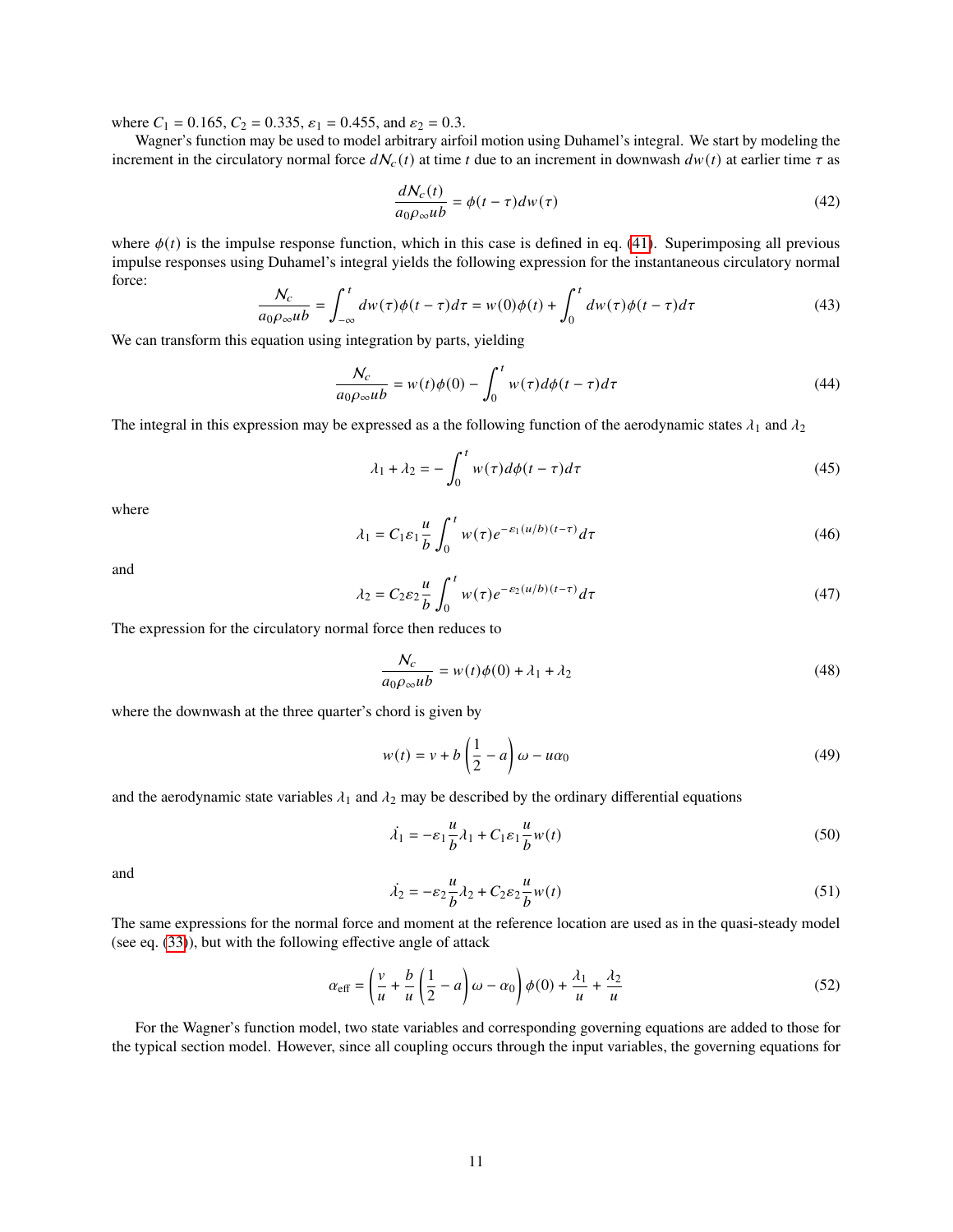where $C_1 = 0.165$, $C_2 = 0.335$, $\varepsilon_1 = 0.455$, and $\varepsilon_2 = 0.3$.

Wagner's function may be used to model arbitrary airfoil motion using Duhamel's integral. We start by modeling the increment in the circulatory normal force $d\mathcal{N}_c(t)$ at time $t$ due to an increment in downwash $dw(t)$ at earlier time $\tau$ as

$$\frac{d\mathcal{N}_c(t)}{a_0 \rho_\infty u b} = \phi(t - \tau) dw(\tau) \tag{42}$$

where $\phi(t)$ is the impulse response function, which in this case is defined in eq. (41). Superimposing all previous impulse responses using Duhamel's integral yields the following expression for the instantaneous circulatory normal force:

$$\frac{\mathcal{N}_c}{a_0 \rho_\infty u b} = \int_{-\infty}^{t} dw(\tau)\phi(t - \tau) d\tau = w(0)\phi(t) + \int_{0}^{t} dw(\tau)\phi(t - \tau) d\tau \tag{43}$$

We can transform this equation using integration by parts, yielding

$$\frac{\mathcal{N}_c}{a_0 \rho_\infty u b} = w(t)\phi(0) - \int_{0}^{t} w(\tau) d\phi(t - \tau) d\tau \tag{44}$$

The integral in this expression may be expressed as a the following function of the aerodynamic states $\lambda_1$ and $\lambda_2$

$$\lambda_1 + \lambda_2 = -\int_{0}^{t} w(\tau) d\phi(t - \tau) d\tau \tag{45}$$

where

$$\lambda_1 = C_1 \varepsilon_1 \frac{u}{b} \int_{0}^{t} w(\tau) e^{-\varepsilon_1 (u/b)(t-\tau)} d\tau \tag{46}$$

and

$$\lambda_2 = C_2 \varepsilon_2 \frac{u}{b} \int_{0}^{t} w(\tau) e^{-\varepsilon_2 (u/b)(t-\tau)} d\tau \tag{47}$$

The expression for the circulatory normal force then reduces to

$$\frac{\mathcal{N}_c}{a_0 \rho_\infty u b} = w(t)\phi(0) + \lambda_1 + \lambda_2 \tag{48}$$

where the downwash at the three quarter's chord is given by

$$w(t) = v + b\left(\frac{1}{2} - a\right)\omega - u\alpha_0 \tag{49}$$

and the aerodynamic state variables $\lambda_1$ and $\lambda_2$ may be described by the ordinary differential equations

$$\dot{\lambda}_1 = -\varepsilon_1 \frac{u}{b} \lambda_1 + C_1 \varepsilon_1 \frac{u}{b} w(t) \tag{50}$$

and

$$\dot{\lambda}_2 = -\varepsilon_2 \frac{u}{b} \lambda_2 + C_2 \varepsilon_2 \frac{u}{b} w(t) \tag{51}$$

The same expressions for the normal force and moment at the reference location are used as in the quasi-steady model (see eq. (33)), but with the following effective angle of attack

$$\alpha_{\text{eff}} = \left(\frac{v}{u} + \frac{b}{u}\left(\frac{1}{2} - a\right)\omega - \alpha_0\right)\phi(0) + \frac{\lambda_1}{u} + \frac{\lambda_2}{u} \tag{52}$$

For the Wagner's function model, two state variables and corresponding governing equations are added to those for the typical section model. However, since all coupling occurs through the input variables, the governing equations for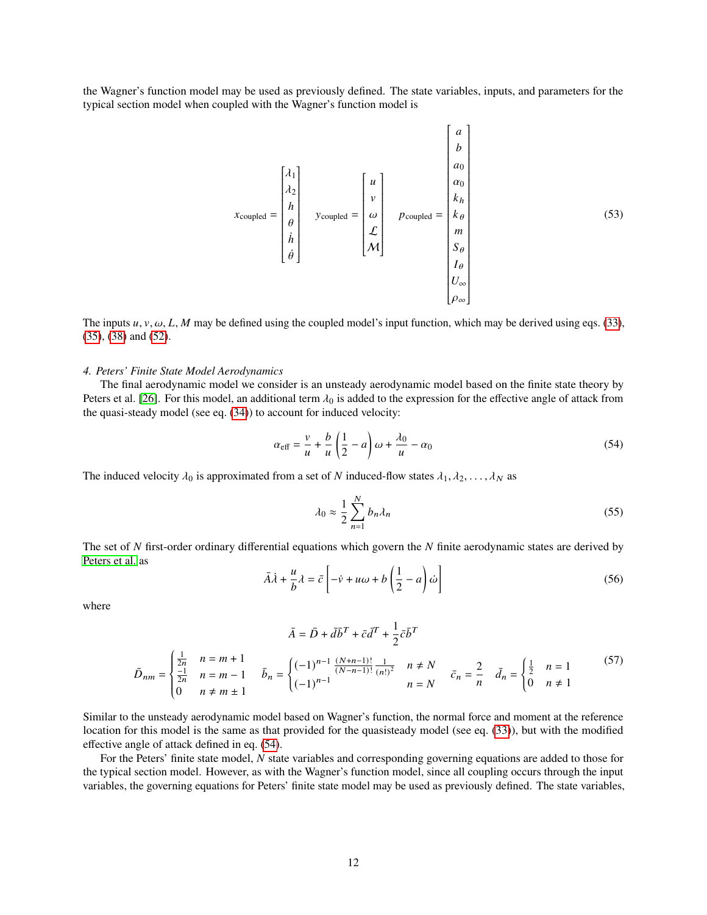the Wagner's function model may be used as previously defined. The state variables, inputs, and parameters for the typical section model when coupled with the Wagner's function model is

$$
x_{\text{coupled}} = \begin{bmatrix} \lambda_1 \\ \lambda_2 \\ h \\ \theta \\ \dot{h} \\ \dot{\theta} \end{bmatrix} \quad y_{\text{coupled}} = \begin{bmatrix} u \\ v \\ \omega \\ \mathcal{L} \\ \mathcal{M} \end{bmatrix} \quad p_{\text{coupled}} = \begin{bmatrix} a \\ b \\ a_0 \\ \alpha_0 \\ k_h \\ k_\theta \\ m \\ S_\theta \\ I_\theta \\ U_\infty \\ \rho_\infty \end{bmatrix} \tag{53}
$$

The inputs $u, v, \omega, L, M$ may be defined using the coupled model's input function, which may be derived using eqs. (33), (35), (38) and (52).

#### 4. Peters' Finite State Model Aerodynamics

The final aerodynamic model we consider is an unsteady aerodynamic model based on the finite state theory by Peters et al. [26]. For this model, an additional term $\lambda_0$ is added to the expression for the effective angle of attack from the quasi-steady model (see eq. (34)) to account for induced velocity:

$$
\alpha_{\text{eff}} = \frac{v}{u} + \frac{b}{u}\left(\frac{1}{2} - a\right)\omega + \frac{\lambda_0}{u} - \alpha_0 \tag{54}
$$

The induced velocity $\lambda_0$ is approximated from a set of $N$ induced-flow states $\lambda_1, \lambda_2, \ldots, \lambda_N$ as

$$
\lambda_0 \approx \frac{1}{2}\sum_{n=1}^{N} b_n \lambda_n \tag{55}
$$

The set of $N$ first-order ordinary differential equations which govern the $N$ finite aerodynamic states are derived by Peters et al. as

$$
\bar{A}\dot{\lambda} + \frac{u}{b}\lambda = \bar{c}\left[-\dot{v} + u\omega + b\left(\frac{1}{2} - a\right)\dot{\omega}\right] \tag{56}
$$

where

$$
\bar{A} = \bar{D} + \bar{d}\bar{b}^T + \bar{c}\bar{d}^T + \frac{1}{2}\bar{c}\bar{b}^T
$$

$$
\bar{D}_{nm} = \begin{cases} \frac{1}{2n} & n = m+1 \\ \frac{-1}{2n} & n = m-1 \\ 0 & n \neq m \pm 1 \end{cases} \quad \bar{b}_n = \begin{cases} (-1)^{n-1}\,\frac{(N+n-1)!}{(N-n-1)!}\,\frac{1}{(n!)^2} & n \neq N \\ (-1)^{n-1} & n = N \end{cases} \quad \bar{c}_n = \frac{2}{n} \quad \bar{d}_n = \begin{cases} \frac{1}{2} & n = 1 \\ 0 & n \neq 1 \end{cases} \tag{57}
$$

Similar to the unsteady aerodynamic model based on Wagner's function, the normal force and moment at the reference location for this model is the same as that provided for the quasisteady model (see eq. (33)), but with the modified effective angle of attack defined in eq. (54).

For the Peters' finite state model, $N$ state variables and corresponding governing equations are added to those for the typical section model. However, as with the Wagner's function model, since all coupling occurs through the input variables, the governing equations for Peters' finite state model may be used as previously defined. The state variables,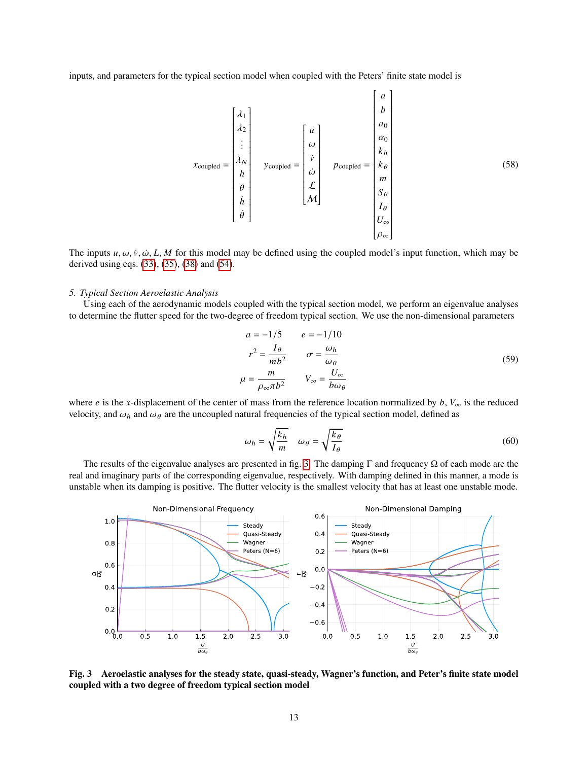inputs, and parameters for the typical section model when coupled with the Peters' finite state model is

$$x_{\text{coupled}} = \begin{bmatrix} \lambda_1 \\ \lambda_2 \\ \vdots \\ \lambda_N \\ h \\ \theta \\ \dot{h} \\ \dot{\theta} \end{bmatrix} \quad y_{\text{coupled}} = \begin{bmatrix} u \\ \omega \\ \dot{v} \\ \dot{\omega} \\ \mathcal{L} \\ \mathcal{M} \end{bmatrix} \quad p_{\text{coupled}} = \begin{bmatrix} a \\ b \\ a_0 \\ \alpha_0 \\ k_h \\ k_\theta \\ m \\ S_\theta \\ I_\theta \\ U_\infty \\ \rho_\infty \end{bmatrix} \tag{58}$$

The inputs $u, \omega, \dot{v}, \dot{\omega}, L, M$ for this model may be defined using the coupled model's input function, which may be derived using eqs. (33), (35), (38) and (54).

### 5. Typical Section Aeroelastic Analysis

Using each of the aerodynamic models coupled with the typical section model, we perform an eigenvalue analyses to determine the flutter speed for the two-degree of freedom typical section. We use the non-dimensional parameters

$$\begin{aligned} a &= -1/5 & e &= -1/10 \\ r^2 &= \frac{I_\theta}{m b^2} & \sigma &= \frac{\omega_h}{\omega_\theta} \\ \mu &= \frac{m}{\rho_\infty \pi b^2} & V_\infty &= \frac{U_\infty}{b \omega_\theta} \end{aligned} \tag{59}$$

where $e$ is the $x$-displacement of the center of mass from the reference location normalized by $b$, $V_\infty$ is the reduced velocity, and $\omega_h$ and $\omega_\theta$ are the uncoupled natural frequencies of the typical section model, defined as

$$\omega_h = \sqrt{\frac{k_h}{m}} \quad \omega_\theta = \sqrt{\frac{k_\theta}{I_\theta}} \tag{60}$$

The results of the eigenvalue analyses are presented in fig. 3. The damping $\Gamma$ and frequency $\Omega$ of each mode are the real and imaginary parts of the corresponding eigenvalue, respectively. With damping defined in this manner, a mode is unstable when its damping is positive. The flutter velocity is the smallest velocity that has at least one unstable mode.

**Fig. 3 Aeroelastic analyses for the steady state, quasi-steady, Wagner's function, and Peter's finite state model coupled with a two degree of freedom typical section model**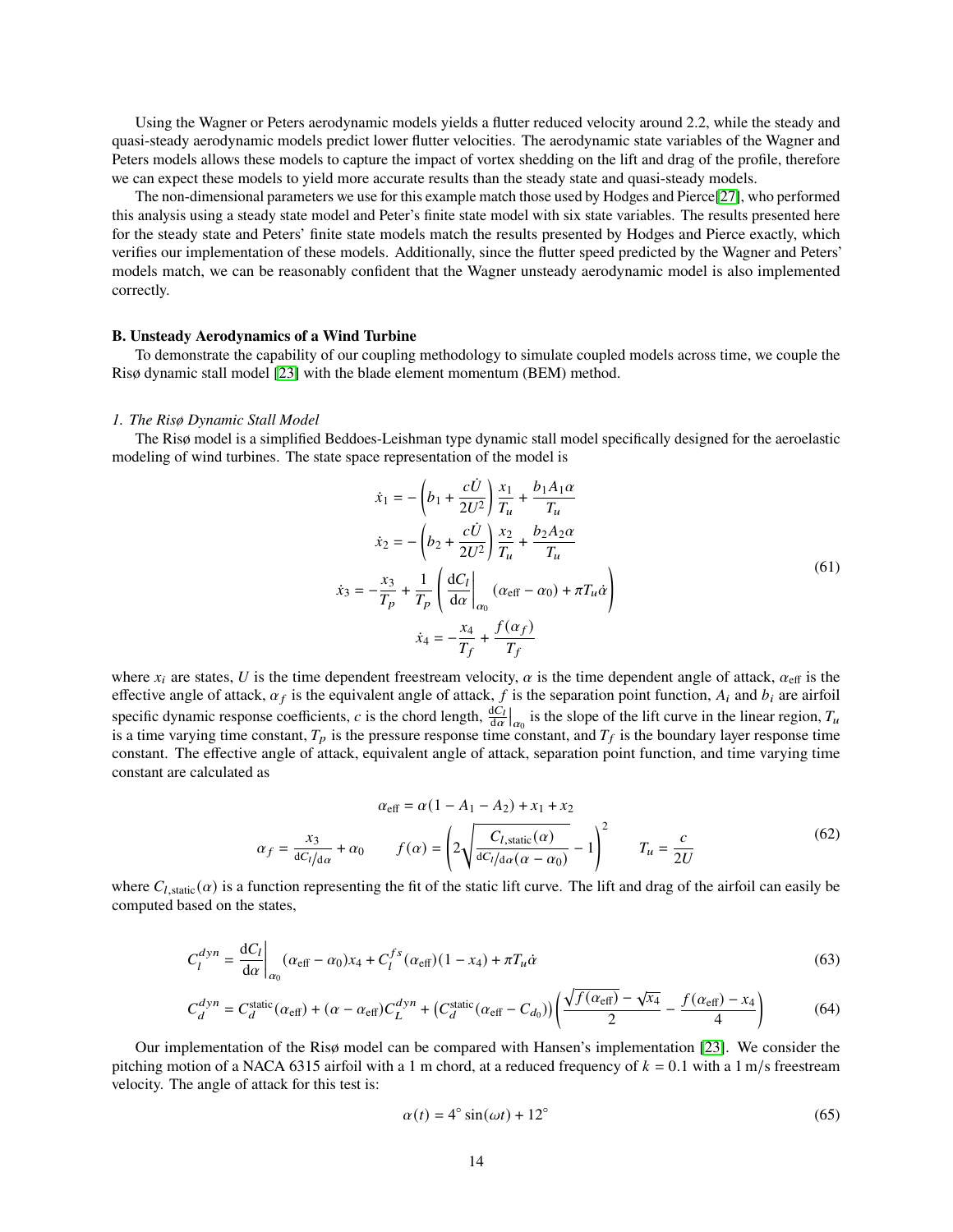Using the Wagner or Peters aerodynamic models yields a flutter reduced velocity around 2.2, while the steady and quasi-steady aerodynamic models predict lower flutter velocities. The aerodynamic state variables of the Wagner and Peters models allows these models to capture the impact of vortex shedding on the lift and drag of the profile, therefore we can expect these models to yield more accurate results than the steady state and quasi-steady models.

The non-dimensional parameters we use for this example match those used by Hodges and Pierce[27], who performed this analysis using a steady state model and Peter's finite state model with six state variables. The results presented here for the steady state and Peters' finite state models match the results presented by Hodges and Pierce exactly, which verifies our implementation of these models. Additionally, since the flutter speed predicted by the Wagner and Peters' models match, we can be reasonably confident that the Wagner unsteady aerodynamic model is also implemented correctly.

### B. Unsteady Aerodynamics of a Wind Turbine

To demonstrate the capability of our coupling methodology to simulate coupled models across time, we couple the Risø dynamic stall model [23] with the blade element momentum (BEM) method.

#### *1. The Risø Dynamic Stall Model*

The Risø model is a simplified Beddoes-Leishman type dynamic stall model specifically designed for the aeroelastic modeling of wind turbines. The state space representation of the model is

$$
\begin{aligned}
\dot{x}_1 &= -\left(b_1 + \frac{c\dot{U}}{2U^2}\right)\frac{x_1}{T_u} + \frac{b_1 A_1 \alpha}{T_u} \\
\dot{x}_2 &= -\left(b_2 + \frac{c\dot{U}}{2U^2}\right)\frac{x_2}{T_u} + \frac{b_2 A_2 \alpha}{T_u} \\
\dot{x}_3 &= -\frac{x_3}{T_p} + \frac{1}{T_p}\left(\left.\frac{\mathrm{d}C_l}{\mathrm{d}\alpha}\right|_{\alpha_0}(\alpha_{\text{eff}} - \alpha_0) + \pi T_u \dot{\alpha}\right) \\
\dot{x}_4 &= -\frac{x_4}{T_f} + \frac{f(\alpha_f)}{T_f}
\end{aligned} \tag{61}
$$

where $x_i$ are states, $U$ is the time dependent freestream velocity, $\alpha$ is the time dependent angle of attack, $\alpha_{\text{eff}}$ is the effective angle of attack, $\alpha_f$ is the equivalent angle of attack, $f$ is the separation point function, $A_i$ and $b_i$ are airfoil specific dynamic response coefficients, $c$ is the chord length, $\left.\frac{\mathrm{d}C_l}{\mathrm{d}\alpha}\right|_{\alpha_0}$ is the slope of the lift curve in the linear region, $T_u$ is a time varying time constant, $T_p$ is the pressure response time constant, and $T_f$ is the boundary layer response time constant. The effective angle of attack, equivalent angle of attack, separation point function, and time varying time constant are calculated as

$$
\begin{gathered}
\alpha_{\text{eff}} = \alpha(1 - A_1 - A_2) + x_1 + x_2 \\
\alpha_f = \frac{x_3}{\mathrm{d}C_l/\mathrm{d}\alpha} + \alpha_0 \qquad f(\alpha) = \left(2\sqrt{\frac{C_{l,\text{static}}(\alpha)}{\mathrm{d}C_l/\mathrm{d}\alpha(\alpha - \alpha_0)}} - 1\right)^2 \qquad T_u = \frac{c}{2U}
\end{gathered} \tag{62}
$$

where $C_{l,\text{static}}(\alpha)$ is a function representing the fit of the static lift curve. The lift and drag of the airfoil can easily be computed based on the states,

$$
C_l^{dyn} = \left.\frac{\mathrm{d}C_l}{\mathrm{d}\alpha}\right|_{\alpha_0}(\alpha_{\text{eff}} - \alpha_0)x_4 + C_l^{fs}(\alpha_{\text{eff}})(1 - x_4) + \pi T_u \dot{\alpha} \tag{63}
$$

$$
C_d^{dyn} = C_d^{\text{static}}(\alpha_{\text{eff}}) + (\alpha - \alpha_{\text{eff}})C_L^{dyn} + \left(C_d^{\text{static}}(\alpha_{\text{eff}} - C_{d_0})\right)\left(\frac{\sqrt{f(\alpha_{\text{eff}})} - \sqrt{x_4}}{2} - \frac{f(\alpha_{\text{eff}}) - x_4}{4}\right) \tag{64}
$$

Our implementation of the Risø model can be compared with Hansen's implementation [23]. We consider the pitching motion of a NACA 6315 airfoil with a 1 m chord, at a reduced frequency of $k = 0.1$ with a 1 m/s freestream velocity. The angle of attack for this test is:

$$
\alpha(t) = 4^\circ \sin(\omega t) + 12^\circ \tag{65}
$$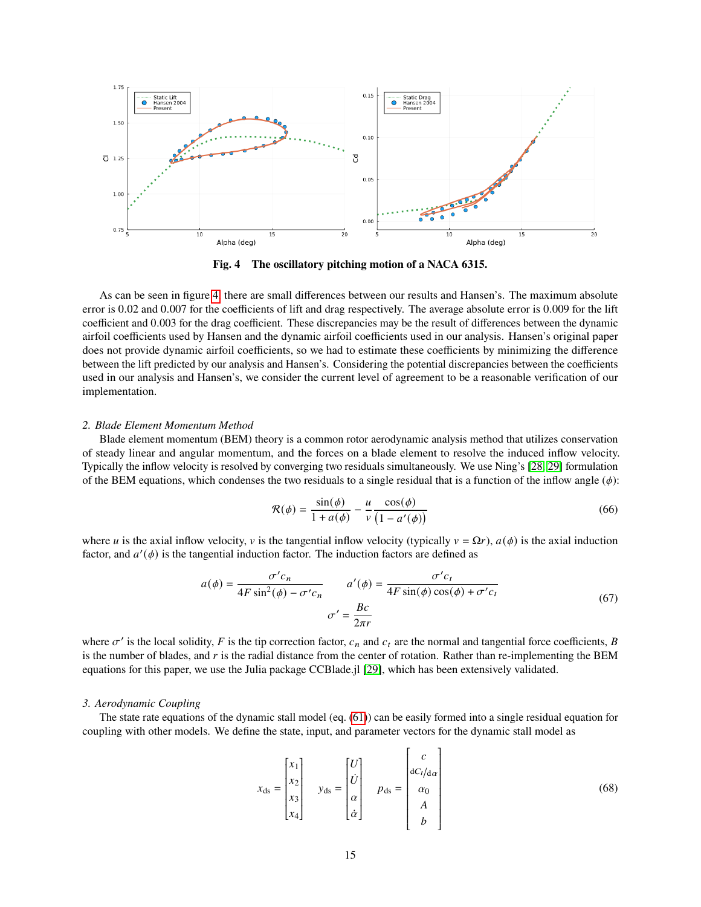Fig. 4 The oscillatory pitching motion of a NACA 6315.

As can be seen in figure 4 there are small differences between our results and Hansen's. The maximum absolute error is 0.02 and 0.007 for the coefficients of lift and drag respectively. The average absolute error is 0.009 for the lift coefficient and 0.003 for the drag coefficient. These discrepancies may be the result of differences between the dynamic airfoil coefficients used by Hansen and the dynamic airfoil coefficients used in our analysis. Hansen's original paper does not provide dynamic airfoil coefficients, so we had to estimate these coefficients by minimizing the difference between the lift predicted by our analysis and Hansen's. Considering the potential discrepancies between the coefficients used in our analysis and Hansen's, we consider the current level of agreement to be a reasonable verification of our implementation.

### *2. Blade Element Momentum Method*

Blade element momentum (BEM) theory is a common rotor aerodynamic analysis method that utilizes conservation of steady linear and angular momentum, and the forces on a blade element to resolve the induced inflow velocity. Typically the inflow velocity is resolved by converging two residuals simultaneously. We use Ning's [28, 29] formulation of the BEM equations, which condenses the two residuals to a single residual that is a function of the inflow angle ($\phi$):

$$\mathcal{R}(\phi) = \frac{\sin(\phi)}{1 + a(\phi)} - \frac{u}{v} \frac{\cos(\phi)}{\left(1 - a'(\phi)\right)} \tag{66}$$

where $u$ is the axial inflow velocity, $v$ is the tangential inflow velocity (typically $v = \Omega r$), $a(\phi)$ is the axial induction factor, and $a'(\phi)$ is the tangential induction factor. The induction factors are defined as

$$a(\phi) = \frac{\sigma' c_n}{4F\sin^2(\phi) - \sigma' c_n} \qquad a'(\phi) = \frac{\sigma' c_t}{4F\sin(\phi)\cos(\phi) + \sigma' c_t}$$
$$\sigma' = \frac{Bc}{2\pi r} \tag{67}$$

where $\sigma'$ is the local solidity, $F$ is the tip correction factor, $c_n$ and $c_t$ are the normal and tangential force coefficients, $B$ is the number of blades, and $r$ is the radial distance from the center of rotation. Rather than re-implementing the BEM equations for this paper, we use the Julia package CCBlade.jl [29], which has been extensively validated.

### *3. Aerodynamic Coupling*

The state rate equations of the dynamic stall model (eq. (61)) can be easily formed into a single residual equation for coupling with other models. We define the state, input, and parameter vectors for the dynamic stall model as

$$x_{\text{ds}} = \begin{bmatrix} x_1 \\ x_2 \\ x_3 \\ x_4 \end{bmatrix} \qquad y_{\text{ds}} = \begin{bmatrix} U \\ \dot{U} \\ \alpha \\ \dot{\alpha} \end{bmatrix} \qquad p_{\text{ds}} = \begin{bmatrix} c \\ \mathrm{d}C_l/\mathrm{d}\alpha \\ \alpha_0 \\ A \\ b \end{bmatrix} \tag{68}$$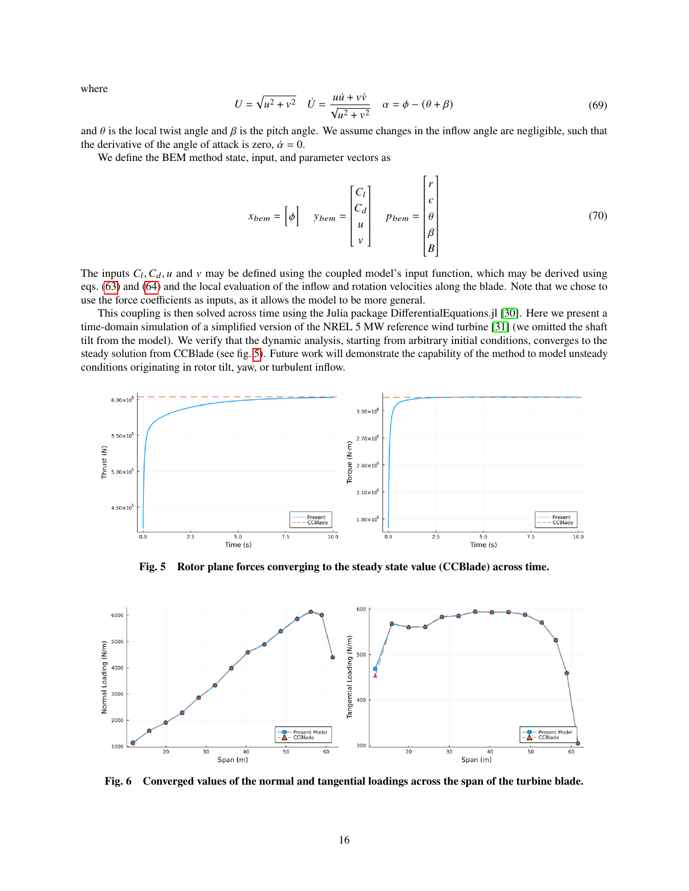where

$$U = \sqrt{u^2 + v^2} \quad \dot{U} = \frac{u\dot{u} + v\dot{v}}{\sqrt{u^2 + v^2}} \quad \alpha = \phi - (\theta + \beta) \tag{69}$$

and $\theta$ is the local twist angle and $\beta$ is the pitch angle. We assume changes in the inflow angle are negligible, such that the derivative of the angle of attack is zero, $\dot{\alpha} = 0$.

We define the BEM method state, input, and parameter vectors as

$$x_{bem} = \begin{bmatrix} \phi \end{bmatrix} \quad y_{bem} = \begin{bmatrix} C_l \\ C_d \\ u \\ v \end{bmatrix} \quad p_{bem} = \begin{bmatrix} r \\ c \\ \theta \\ \beta \\ B \end{bmatrix} \tag{70}$$

The inputs $C_l, C_d, u$ and $v$ may be defined using the coupled model's input function, which may be derived using eqs. (63) and (64) and the local evaluation of the inflow and rotation velocities along the blade. Note that we chose to use the force coefficients as inputs, as it allows the model to be more general.

This coupling is then solved across time using the Julia package DifferentialEquations.jl [30]. Here we present a time-domain simulation of a simplified version of the NREL 5 MW reference wind turbine [31] (we omitted the shaft tilt from the model). We verify that the dynamic analysis, starting from arbitrary initial conditions, converges to the steady solution from CCBlade (see fig. 5). Future work will demonstrate the capability of the method to model unsteady conditions originating in rotor tilt, yaw, or turbulent inflow.

**Fig. 5 Rotor plane forces converging to the steady state value (CCBlade) across time.**

**Fig. 6 Converged values of the normal and tangential loadings across the span of the turbine blade.**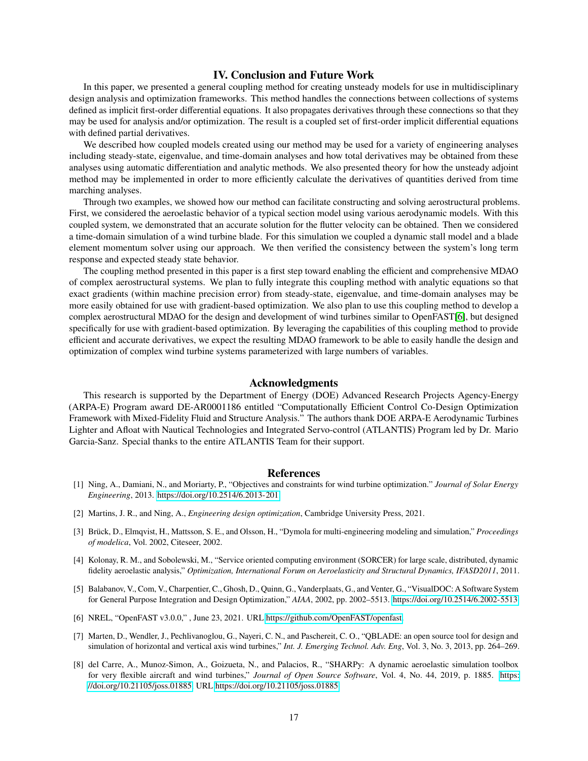## IV. Conclusion and Future Work

In this paper, we presented a general coupling method for creating unsteady models for use in multidisciplinary design analysis and optimization frameworks. This method handles the connections between collections of systems defined as implicit first-order differential equations. It also propagates derivatives through these connections so that they may be used for analysis and/or optimization. The result is a coupled set of first-order implicit differential equations with defined partial derivatives.

We described how coupled models created using our method may be used for a variety of engineering analyses including steady-state, eigenvalue, and time-domain analyses and how total derivatives may be obtained from these analyses using automatic differentiation and analytic methods. We also presented theory for how the unsteady adjoint method may be implemented in order to more efficiently calculate the derivatives of quantities derived from time marching analyses.

Through two examples, we showed how our method can facilitate constructing and solving aerostructural problems. First, we considered the aeroelastic behavior of a typical section model using various aerodynamic models. With this coupled system, we demonstrated that an accurate solution for the flutter velocity can be obtained. Then we considered a time-domain simulation of a wind turbine blade. For this simulation we coupled a dynamic stall model and a blade element momentum solver using our approach. We then verified the consistency between the system's long term response and expected steady state behavior.

The coupling method presented in this paper is a first step toward enabling the efficient and comprehensive MDAO of complex aerostructural systems. We plan to fully integrate this coupling method with analytic equations so that exact gradients (within machine precision error) from steady-state, eigenvalue, and time-domain analyses may be more easily obtained for use with gradient-based optimization. We also plan to use this coupling method to develop a complex aerostructural MDAO for the design and development of wind turbines similar to OpenFAST[6], but designed specifically for use with gradient-based optimization. By leveraging the capabilities of this coupling method to provide efficient and accurate derivatives, we expect the resulting MDAO framework to be able to easily handle the design and optimization of complex wind turbine systems parameterized with large numbers of variables.

## Acknowledgments

This research is supported by the Department of Energy (DOE) Advanced Research Projects Agency-Energy (ARPA-E) Program award DE-AR0001186 entitled "Computationally Efficient Control Co-Design Optimization Framework with Mixed-Fidelity Fluid and Structure Analysis." The authors thank DOE ARPA-E Aerodynamic Turbines Lighter and Afloat with Nautical Technologies and Integrated Servo-control (ATLANTIS) Program led by Dr. Mario Garcia-Sanz. Special thanks to the entire ATLANTIS Team for their support.

## References

[1] Ning, A., Damiani, N., and Moriarty, P., "Objectives and constraints for wind turbine optimization." *Journal of Solar Energy Engineering*, 2013. https://doi.org/10.2514/6.2013-201

[2] Martins, J. R., and Ning, A., *Engineering design optimization*, Cambridge University Press, 2021.

[3] Brück, D., Elmqvist, H., Mattsson, S. E., and Olsson, H., "Dymola for multi-engineering modeling and simulation," *Proceedings of modelica*, Vol. 2002, Citeseer, 2002.

[4] Kolonay, R. M., and Sobolewski, M., "Service oriented computing environment (SORCER) for large scale, distributed, dynamic fidelity aeroelastic analysis," *Optimization, International Forum on Aeroelasticity and Structural Dynamics, IFASD2011*, 2011.

[5] Balabanov, V., Com, V., Charpentier, C., Ghosh, D., Quinn, G., Vanderplaats, G., and Venter, G., "VisualDOC: A Software System for General Purpose Integration and Design Optimization," *AIAA*, 2002, pp. 2002–5513. https://doi.org/10.2514/6.2002-5513

[6] NREL, "OpenFAST v3.0.0," , June 23, 2021. URL https://github.com/OpenFAST/openfast

[7] Marten, D., Wendler, J., Pechlivanoglou, G., Nayeri, C. N., and Paschereit, C. O., "QBLADE: an open source tool for design and simulation of horizontal and vertical axis wind turbines," *Int. J. Emerging Technol. Adv. Eng*, Vol. 3, No. 3, 2013, pp. 264–269.

[8] del Carre, A., Munoz-Simon, A., Goizueta, N., and Palacios, R., "SHARPy: A dynamic aeroelastic simulation toolbox for very flexible aircraft and wind turbines," *Journal of Open Source Software*, Vol. 4, No. 44, 2019, p. 1885. https://doi.org/10.21105/joss.01885, URL https://doi.org/10.21105/joss.01885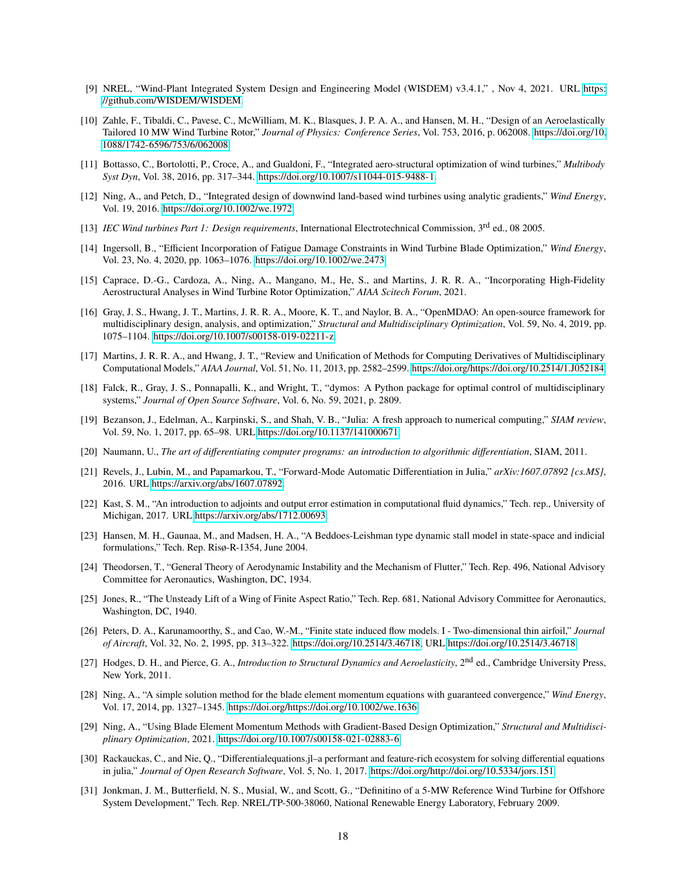[9] NREL, "Wind-Plant Integrated System Design and Engineering Model (WISDEM) v3.4.1," , Nov 4, 2021. URL https://github.com/WISDEM/WISDEM.

[10] Zahle, F., Tibaldi, C., Pavese, C., McWilliam, M. K., Blasques, J. P. A. A., and Hansen, M. H., "Design of an Aeroelastically Tailored 10 MW Wind Turbine Rotor," *Journal of Physics: Conference Series*, Vol. 753, 2016, p. 062008. https://doi.org/10.1088/1742-6596/753/6/062008.

[11] Bottasso, C., Bortolotti, P., Croce, A., and Gualdoni, F., "Integrated aero-structural optimization of wind turbines," *Multibody Syst Dyn*, Vol. 38, 2016, pp. 317–344. https://doi.org/10.1007/s11044-015-9488-1.

[12] Ning, A., and Petch, D., "Integrated design of downwind land-based wind turbines using analytic gradients," *Wind Energy*, Vol. 19, 2016. https://doi.org/10.1002/we.1972.

[13] *IEC Wind turbines Part 1: Design requirements*, International Electrotechnical Commission, 3rd ed., 08 2005.

[14] Ingersoll, B., "Efficient Incorporation of Fatigue Damage Constraints in Wind Turbine Blade Optimization," *Wind Energy*, Vol. 23, No. 4, 2020, pp. 1063–1076. https://doi.org/10.1002/we.2473.

[15] Caprace, D.-G., Cardoza, A., Ning, A., Mangano, M., He, S., and Martins, J. R. R. A., "Incorporating High-Fidelity Aerostructural Analyses in Wind Turbine Rotor Optimization," *AIAA Scitech Forum*, 2021.

[16] Gray, J. S., Hwang, J. T., Martins, J. R. R. A., Moore, K. T., and Naylor, B. A., "OpenMDAO: An open-source framework for multidisciplinary design, analysis, and optimization," *Structural and Multidisciplinary Optimization*, Vol. 59, No. 4, 2019, pp. 1075–1104. https://doi.org/10.1007/s00158-019-02211-z.

[17] Martins, J. R. R. A., and Hwang, J. T., "Review and Unification of Methods for Computing Derivatives of Multidisciplinary Computational Models," *AIAA Journal*, Vol. 51, No. 11, 2013, pp. 2582–2599. https://doi.org/https://doi.org/10.2514/1.J052184.

[18] Falck, R., Gray, J. S., Ponnapalli, K., and Wright, T., "dymos: A Python package for optimal control of multidisciplinary systems," *Journal of Open Source Software*, Vol. 6, No. 59, 2021, p. 2809.

[19] Bezanson, J., Edelman, A., Karpinski, S., and Shah, V. B., "Julia: A fresh approach to numerical computing," *SIAM review*, Vol. 59, No. 1, 2017, pp. 65–98. URL https://doi.org/10.1137/141000671.

[20] Naumann, U., *The art of differentiating computer programs: an introduction to algorithmic differentiation*, SIAM, 2011.

[21] Revels, J., Lubin, M., and Papamarkou, T., "Forward-Mode Automatic Differentiation in Julia," *arXiv:1607.07892 [cs.MS]*, 2016. URL https://arxiv.org/abs/1607.07892.

[22] Kast, S. M., "An introduction to adjoints and output error estimation in computational fluid dynamics," Tech. rep., University of Michigan, 2017. URL https://arxiv.org/abs/1712.00693.

[23] Hansen, M. H., Gaunaa, M., and Madsen, H. A., "A Beddoes-Leishman type dynamic stall model in state-space and indicial formulations," Tech. Rep. Risø-R-1354, June 2004.

[24] Theodorsen, T., "General Theory of Aerodynamic Instability and the Mechanism of Flutter," Tech. Rep. 496, National Advisory Committee for Aeronautics, Washington, DC, 1934.

[25] Jones, R., "The Unsteady Lift of a Wing of Finite Aspect Ratio," Tech. Rep. 681, National Advisory Committee for Aeronautics, Washington, DC, 1940.

[26] Peters, D. A., Karunamoorthy, S., and Cao, W.-M., "Finite state induced flow models. I - Two-dimensional thin airfoil," *Journal of Aircraft*, Vol. 32, No. 2, 1995, pp. 313–322. https://doi.org/10.2514/3.46718. URL https://doi.org/10.2514/3.46718.

[27] Hodges, D. H., and Pierce, G. A., *Introduction to Structural Dynamics and Aeroelasticity*, 2nd ed., Cambridge University Press, New York, 2011.

[28] Ning, A., "A simple solution method for the blade element momentum equations with guaranteed convergence," *Wind Energy*, Vol. 17, 2014, pp. 1327–1345. https://doi.org/https://doi.org/10.1002/we.1636.

[29] Ning, A., "Using Blade Element Momentum Methods with Gradient-Based Design Optimization," *Structural and Multidisciplinary Optimization*, 2021. https://doi.org/10.1007/s00158-021-02883-6.

[30] Rackauckas, C., and Nie, Q., "Differentialequations.jl–a performant and feature-rich ecosystem for solving differential equations in julia," *Journal of Open Research Software*, Vol. 5, No. 1, 2017. https://doi.org/http://doi.org/10.5334/jors.151.

[31] Jonkman, J. M., Butterfield, N. S., Musial, W., and Scott, G., "Definitino of a 5-MW Reference Wind Turbine for Offshore System Development," Tech. Rep. NREL/TP-500-38060, National Renewable Energy Laboratory, February 2009.